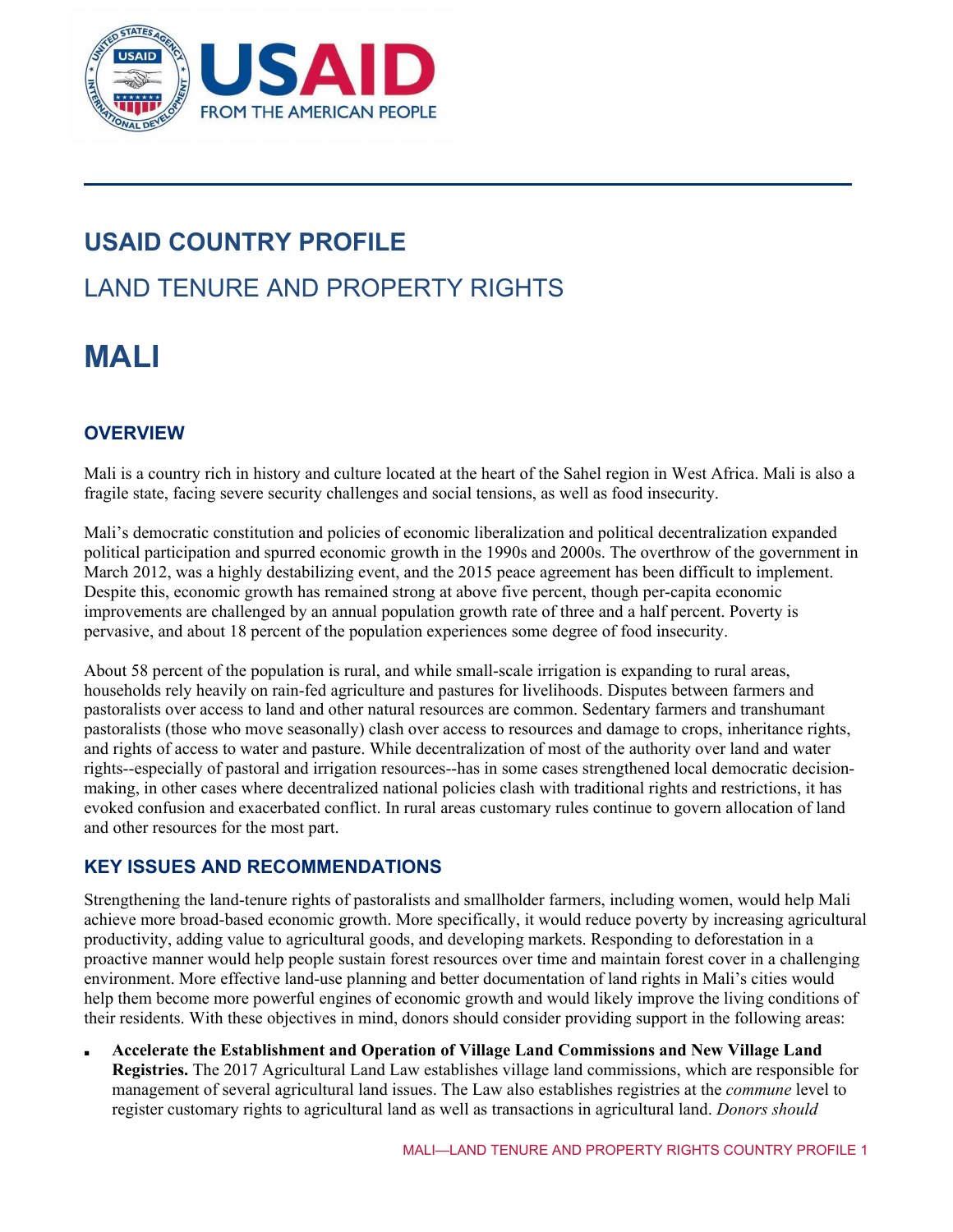# USAID COUNTRY PROFILE

## LAND TENURE AND PROPERTY RIGHTS

# MALI

## OVERVIEW

Mali is a country rich in history and culture located at the heart of the Sahel region in West Africa. Mali is also a fragile state, facing severe security challenges and social tensions, as well as food insecurity.

Mali's democratic constitution and policies of economic liberalization and political decentralization expanded political participation and spurred economic growth in the 1990s and 2000s. The overthrow of the government in March 2012, was a highly destabilizing event, and the 2015 peace agreement has been difficult to implement. Despite this, economic growth has remained strong at above five percent, though per-capita economic improvements are challenged by an annual population growth rate of three and a half percent. Poverty is pervasive, and about 18 percent of the population experiences some degree of food insecurity.

About 58 percent of the population is rural, and while small-scale irrigation is expanding to rural areas, households rely heavily on rain-fed agriculture and pastures for livelihoods. Disputes between farmers and pastoralists over access to land and other natural resources are common. Sedentary farmers and transhumant pastoralists (those who move seasonally) clash over access to resources and damage to crops, inheritance rights, and rights of access to water and pasture. While decentralization of most of the authority over land and water rights--especially of pastoral and irrigation resources--has in some cases strengthened local democratic decision-making, in other cases where decentralized national policies clash with traditional rights and restrictions, it has evoked confusion and exacerbated conflict. In rural areas customary rules continue to govern allocation of land and other resources for the most part.

## KEY ISSUES AND RECOMMENDATIONS

Strengthening the land-tenure rights of pastoralists and smallholder farmers, including women, would help Mali achieve more broad-based economic growth. More specifically, it would reduce poverty by increasing agricultural productivity, adding value to agricultural goods, and developing markets. Responding to deforestation in a proactive manner would help people sustain forest resources over time and maintain forest cover in a challenging environment. More effective land-use planning and better documentation of land rights in Mali's cities would help them become more powerful engines of economic growth and would likely improve the living conditions of their residents. With these objectives in mind, donors should consider providing support in the following areas:

- **Accelerate the Establishment and Operation of Village Land Commissions and New Village Land Registries.** The 2017 Agricultural Land Law establishes village land commissions, which are responsible for management of several agricultural land issues. The Law also establishes registries at the *commune* level to register customary rights to agricultural land as well as transactions in agricultural land. *Donors should*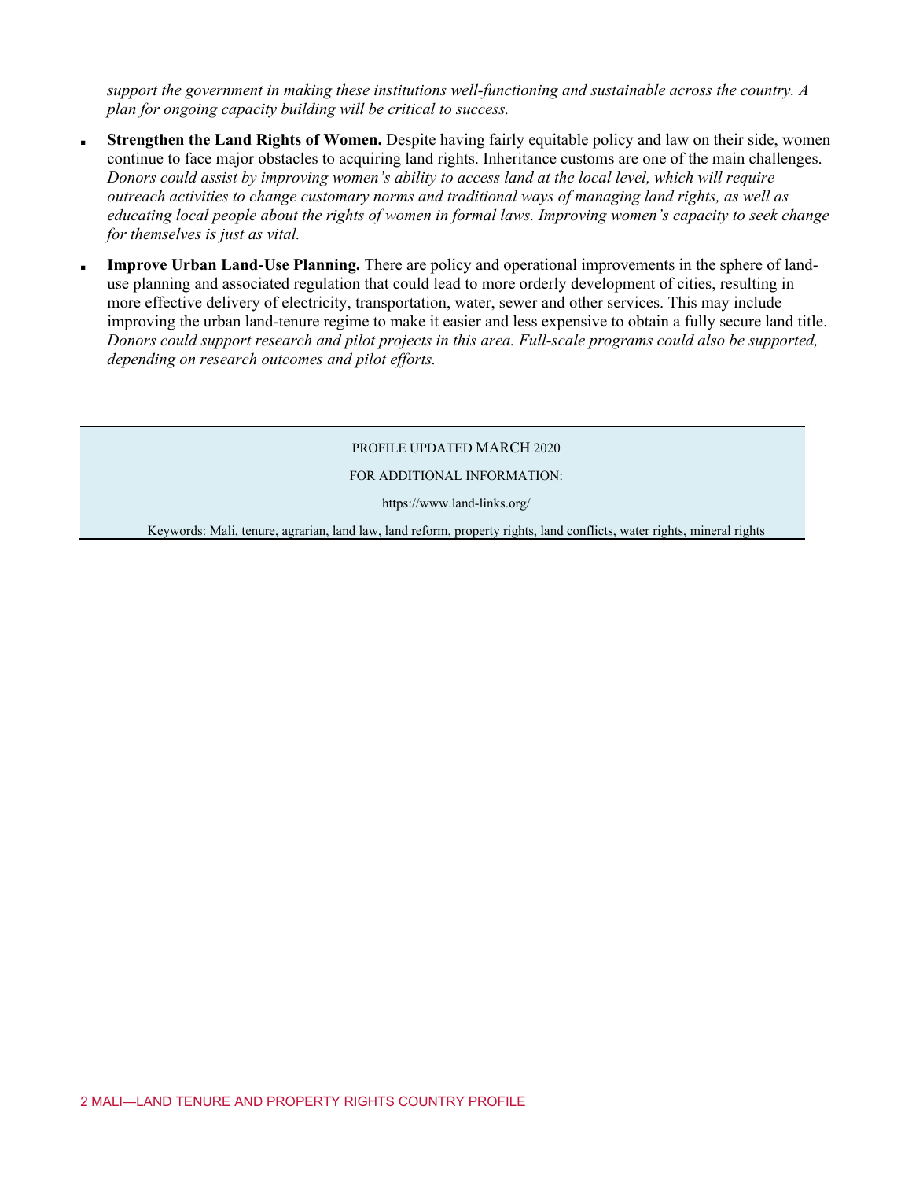*support the government in making these institutions well-functioning and sustainable across the country. A plan for ongoing capacity building will be critical to success.*

- **Strengthen the Land Rights of Women.** Despite having fairly equitable policy and law on their side, women continue to face major obstacles to acquiring land rights. Inheritance customs are one of the main challenges. *Donors could assist by improving women's ability to access land at the local level, which will require outreach activities to change customary norms and traditional ways of managing land rights, as well as educating local people about the rights of women in formal laws. Improving women's capacity to seek change for themselves is just as vital.*

- **Improve Urban Land-Use Planning.** There are policy and operational improvements in the sphere of land-use planning and associated regulation that could lead to more orderly development of cities, resulting in more effective delivery of electricity, transportation, water, sewer and other services. This may include improving the urban land-tenure regime to make it easier and less expensive to obtain a fully secure land title. *Donors could support research and pilot projects in this area. Full-scale programs could also be supported, depending on research outcomes and pilot efforts.*

---

PROFILE UPDATED MARCH 2020

FOR ADDITIONAL INFORMATION:

https://www.land-links.org/

Keywords: Mali, tenure, agrarian, land law, land reform, property rights, land conflicts, water rights, mineral rights

---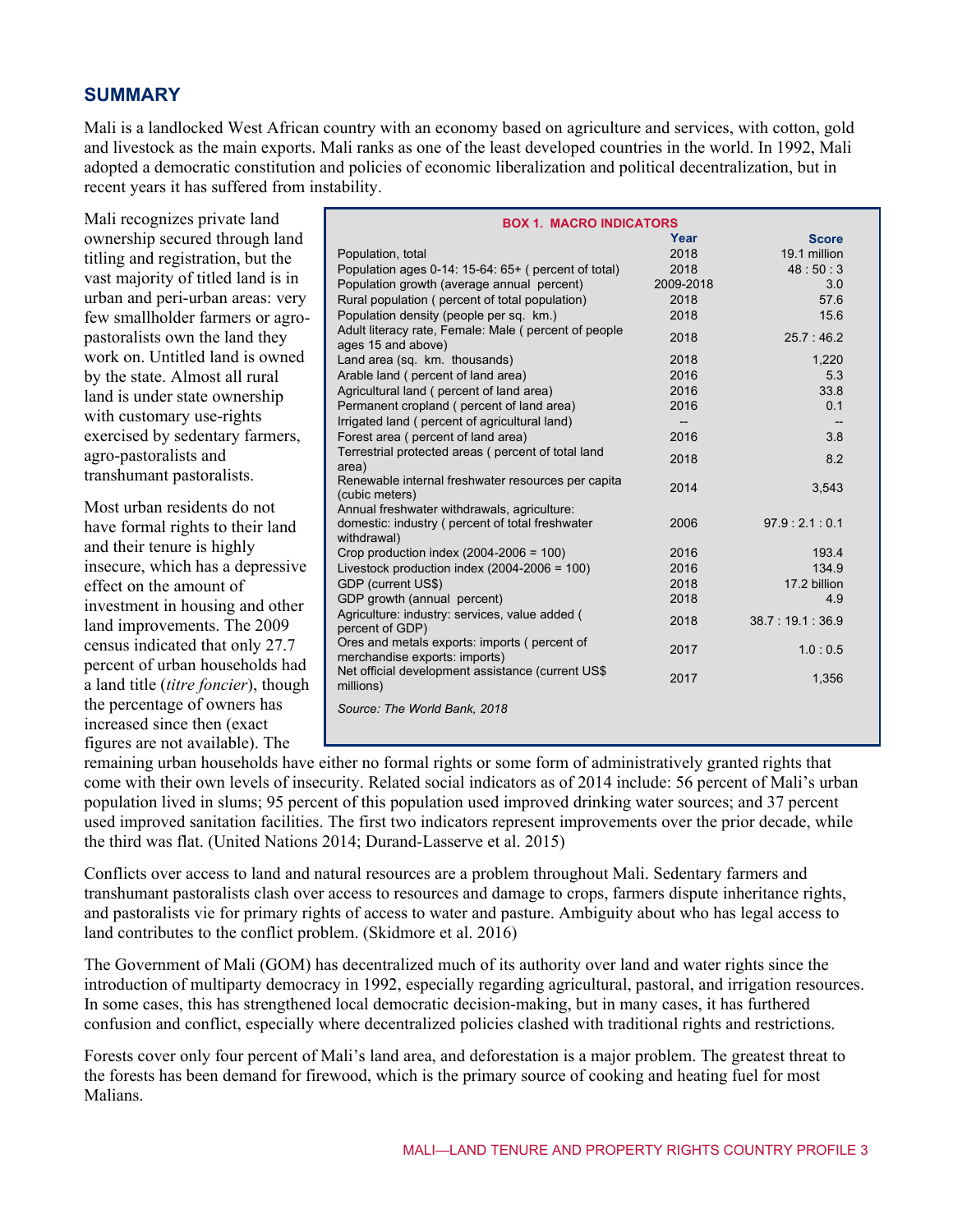## SUMMARY

Mali is a landlocked West African country with an economy based on agriculture and services, with cotton, gold and livestock as the main exports. Mali ranks as one of the least developed countries in the world. In 1992, Mali adopted a democratic constitution and policies of economic liberalization and political decentralization, but in recent years it has suffered from instability.

Mali recognizes private land ownership secured through land titling and registration, but the vast majority of titled land is in urban and peri-urban areas: very few smallholder farmers or agro-pastoralists own the land they work on. Untitled land is owned by the state. Almost all rural land is under state ownership with customary use-rights exercised by sedentary farmers, agro-pastoralists and transhumant pastoralists.

Most urban residents do not have formal rights to their land and their tenure is highly insecure, which has a depressive effect on the amount of investment in housing and other land improvements. The 2009 census indicated that only 27.7 percent of urban households had a land title (*titre foncier*), though the percentage of owners has increased since then (exact figures are not available). The remaining urban households have either no formal rights or some form of administratively granted rights that come with their own levels of insecurity. Related social indicators as of 2014 include: 56 percent of Mali's urban population lived in slums; 95 percent of this population used improved drinking water sources; and 37 percent used improved sanitation facilities. The first two indicators represent improvements over the prior decade, while the third was flat. (United Nations 2014; Durand-Lasserve et al. 2015)

**BOX 1. MACRO INDICATORS**

| | Year | Score |
|---|---|---|
| Population, total | 2018 | 19.1 million |
| Population ages 0-14: 15-64: 65+ ( percent of total) | 2018 | 48 : 50 : 3 |
| Population growth (average annual percent) | 2009-2018 | 3.0 |
| Rural population ( percent of total population) | 2018 | 57.6 |
| Population density (people per sq. km.) | 2018 | 15.6 |
| Adult literacy rate, Female: Male ( percent of people ages 15 and above) | 2018 | 25.7 : 46.2 |
| Land area (sq. km. thousands) | 2018 | 1,220 |
| Arable land ( percent of land area) | 2016 | 5.3 |
| Agricultural land ( percent of land area) | 2016 | 33.8 |
| Permanent cropland ( percent of land area) | 2016 | 0.1 |
| Irrigated land ( percent of agricultural land) | -- | -- |
| Forest area ( percent of land area) | 2016 | 3.8 |
| Terrestrial protected areas ( percent of total land area) | 2018 | 8.2 |
| Renewable internal freshwater resources per capita (cubic meters) | 2014 | 3,543 |
| Annual freshwater withdrawals, agriculture: domestic: industry ( percent of total freshwater withdrawal) | 2006 | 97.9 : 2.1 : 0.1 |
| Crop production index (2004-2006 = 100) | 2016 | 193.4 |
| Livestock production index (2004-2006 = 100) | 2016 | 134.9 |
| GDP (current US$) | 2018 | 17.2 billion |
| GDP growth (annual percent) | 2018 | 4.9 |
| Agriculture: industry: services, value added ( percent of GDP) | 2018 | 38.7 : 19.1 : 36.9 |
| Ores and metals exports: imports ( percent of merchandise exports: imports) | 2017 | 1.0 : 0.5 |
| Net official development assistance (current US$ millions) | 2017 | 1,356 |

*Source: The World Bank, 2018*

Conflicts over access to land and natural resources are a problem throughout Mali. Sedentary farmers and transhumant pastoralists clash over access to resources and damage to crops, farmers dispute inheritance rights, and pastoralists vie for primary rights of access to water and pasture. Ambiguity about who has legal access to land contributes to the conflict problem. (Skidmore et al. 2016)

The Government of Mali (GOM) has decentralized much of its authority over land and water rights since the introduction of multiparty democracy in 1992, especially regarding agricultural, pastoral, and irrigation resources. In some cases, this has strengthened local democratic decision-making, but in many cases, it has furthered confusion and conflict, especially where decentralized policies clashed with traditional rights and restrictions.

Forests cover only four percent of Mali's land area, and deforestation is a major problem. The greatest threat to the forests has been demand for firewood, which is the primary source of cooking and heating fuel for most Malians.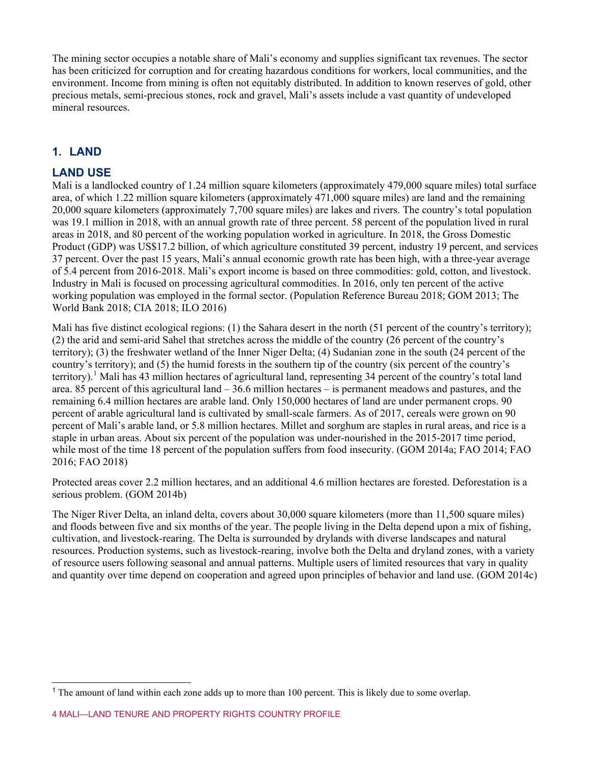The mining sector occupies a notable share of Mali's economy and supplies significant tax revenues. The sector has been criticized for corruption and for creating hazardous conditions for workers, local communities, and the environment. Income from mining is often not equitably distributed. In addition to known reserves of gold, other precious metals, semi-precious stones, rock and gravel, Mali's assets include a vast quantity of undeveloped mineral resources.

## 1. LAND

### LAND USE

Mali is a landlocked country of 1.24 million square kilometers (approximately 479,000 square miles) total surface area, of which 1.22 million square kilometers (approximately 471,000 square miles) are land and the remaining 20,000 square kilometers (approximately 7,700 square miles) are lakes and rivers. The country's total population was 19.1 million in 2018, with an annual growth rate of three percent. 58 percent of the population lived in rural areas in 2018, and 80 percent of the working population worked in agriculture. In 2018, the Gross Domestic Product (GDP) was US$17.2 billion, of which agriculture constituted 39 percent, industry 19 percent, and services 37 percent. Over the past 15 years, Mali's annual economic growth rate has been high, with a three-year average of 5.4 percent from 2016-2018. Mali's export income is based on three commodities: gold, cotton, and livestock. Industry in Mali is focused on processing agricultural commodities. In 2016, only ten percent of the active working population was employed in the formal sector. (Population Reference Bureau 2018; GOM 2013; The World Bank 2018; CIA 2018; ILO 2016)

Mali has five distinct ecological regions: (1) the Sahara desert in the north (51 percent of the country's territory); (2) the arid and semi-arid Sahel that stretches across the middle of the country (26 percent of the country's territory); (3) the freshwater wetland of the Inner Niger Delta; (4) Sudanian zone in the south (24 percent of the country's territory); and (5) the humid forests in the southern tip of the country (six percent of the country's territory).[1] Mali has 43 million hectares of agricultural land, representing 34 percent of the country's total land area. 85 percent of this agricultural land – 36.6 million hectares – is permanent meadows and pastures, and the remaining 6.4 million hectares are arable land. Only 150,000 hectares of land are under permanent crops. 90 percent of arable agricultural land is cultivated by small-scale farmers. As of 2017, cereals were grown on 90 percent of Mali's arable land, or 5.8 million hectares. Millet and sorghum are staples in rural areas, and rice is a staple in urban areas. About six percent of the population was under-nourished in the 2015-2017 time period, while most of the time 18 percent of the population suffers from food insecurity. (GOM 2014a; FAO 2014; FAO 2016; FAO 2018)

Protected areas cover 2.2 million hectares, and an additional 4.6 million hectares are forested. Deforestation is a serious problem. (GOM 2014b)

The Niger River Delta, an inland delta, covers about 30,000 square kilometers (more than 11,500 square miles) and floods between five and six months of the year. The people living in the Delta depend upon a mix of fishing, cultivation, and livestock-rearing. The Delta is surrounded by drylands with diverse landscapes and natural resources. Production systems, such as livestock-rearing, involve both the Delta and dryland zones, with a variety of resource users following seasonal and annual patterns. Multiple users of limited resources that vary in quality and quantity over time depend on cooperation and agreed upon principles of behavior and land use. (GOM 2014c)

[1] The amount of land within each zone adds up to more than 100 percent. This is likely due to some overlap.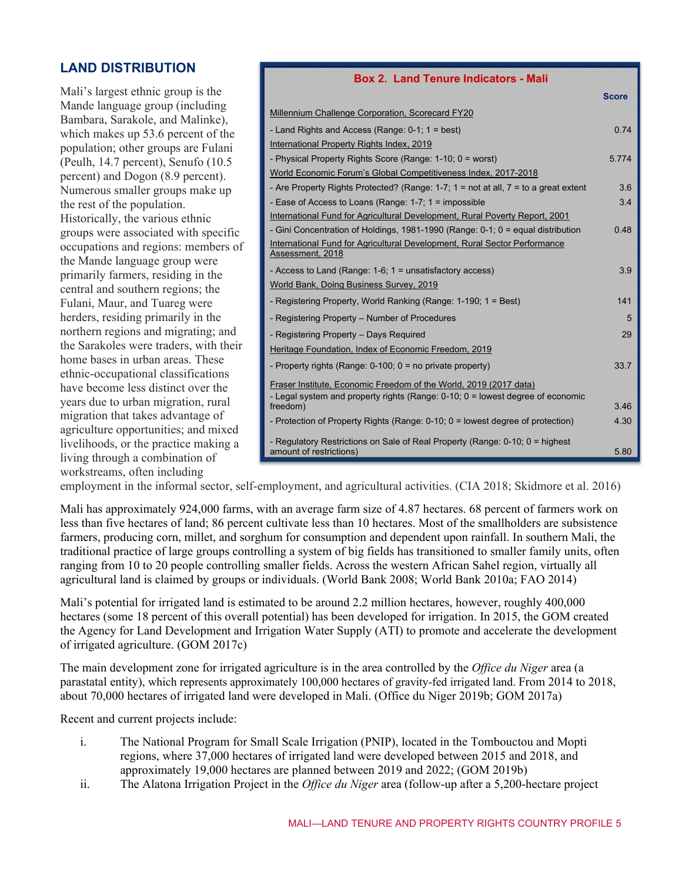## LAND DISTRIBUTION

Mali's largest ethnic group is the Mande language group (including Bambara, Sarakole, and Malinke), which makes up 53.6 percent of the population; other groups are Fulani (Peulh, 14.7 percent), Senufo (10.5 percent) and Dogon (8.9 percent). Numerous smaller groups make up the rest of the population. Historically, the various ethnic groups were associated with specific occupations and regions: members of the Mande language group were primarily farmers, residing in the central and southern regions; the Fulani, Maur, and Tuareg were herders, residing primarily in the northern regions and migrating; and the Sarakoles were traders, with their home bases in urban areas. These ethnic-occupational classifications have become less distinct over the years due to urban migration, rural migration that takes advantage of agriculture opportunities; and mixed livelihoods, or the practice making a living through a combination of workstreams, often including employment in the informal sector, self-employment, and agricultural activities. (CIA 2018; Skidmore et al. 2016)

**Box 2. Land Tenure Indicators - Mali**

| | Score |
|---|---|
| <u>Millennium Challenge Corporation, Scorecard FY20</u> | |
| - Land Rights and Access (Range: 0-1; 1 = best) | 0.74 |
| <u>International Property Rights Index, 2019</u> | |
| - Physical Property Rights Score (Range: 1-10; 0 = worst) | 5.774 |
| <u>World Economic Forum's Global Competitiveness Index, 2017-2018</u> | |
| - Are Property Rights Protected? (Range: 1-7; 1 = not at all, 7 = to a great extent | 3.6 |
| - Ease of Access to Loans (Range: 1-7; 1 = impossible | 3.4 |
| <u>International Fund for Agricultural Development, Rural Poverty Report, 2001</u> | |
| - Gini Concentration of Holdings, 1981-1990 (Range: 0-1; 0 = equal distribution | 0.48 |
| <u>International Fund for Agricultural Development, Rural Sector Performance Assessment, 2018</u> | |
| - Access to Land (Range: 1-6; 1 = unsatisfactory access) | 3.9 |
| <u>World Bank, Doing Business Survey, 2019</u> | |
| - Registering Property, World Ranking (Range: 1-190; 1 = Best) | 141 |
| - Registering Property – Number of Procedures | 5 |
| - Registering Property – Days Required | 29 |
| <u>Heritage Foundation, Index of Economic Freedom, 2019</u> | |
| - Property rights (Range: 0-100; 0 = no private property) | 33.7 |
| <u>Fraser Institute, Economic Freedom of the World, 2019 (2017 data)</u> | |
| - Legal system and property rights (Range: 0-10; 0 = lowest degree of economic freedom) | 3.46 |
| - Protection of Property Rights (Range: 0-10; 0 = lowest degree of protection) | 4.30 |
| - Regulatory Restrictions on Sale of Real Property (Range: 0-10; 0 = highest amount of restrictions) | 5.80 |

Mali has approximately 924,000 farms, with an average farm size of 4.87 hectares. 68 percent of farmers work on less than five hectares of land; 86 percent cultivate less than 10 hectares. Most of the smallholders are subsistence farmers, producing corn, millet, and sorghum for consumption and dependent upon rainfall. In southern Mali, the traditional practice of large groups controlling a system of big fields has transitioned to smaller family units, often ranging from 10 to 20 people controlling smaller fields. Across the western African Sahel region, virtually all agricultural land is claimed by groups or individuals. (World Bank 2008; World Bank 2010a; FAO 2014)

Mali's potential for irrigated land is estimated to be around 2.2 million hectares, however, roughly 400,000 hectares (some 18 percent of this overall potential) has been developed for irrigation. In 2015, the GOM created the Agency for Land Development and Irrigation Water Supply (ATI) to promote and accelerate the development of irrigated agriculture. (GOM 2017c)

The main development zone for irrigated agriculture is in the area controlled by the *Office du Niger* area (a parastatal entity), which represents approximately 100,000 hectares of gravity-fed irrigated land. From 2014 to 2018, about 70,000 hectares of irrigated land were developed in Mali. (Office du Niger 2019b; GOM 2017a)

Recent and current projects include:

i. The National Program for Small Scale Irrigation (PNIP), located in the Tombouctou and Mopti regions, where 37,000 hectares of irrigated land were developed between 2015 and 2018, and approximately 19,000 hectares are planned between 2019 and 2022; (GOM 2019b)

ii. The Alatona Irrigation Project in the *Office du Niger* area (follow-up after a 5,200-hectare project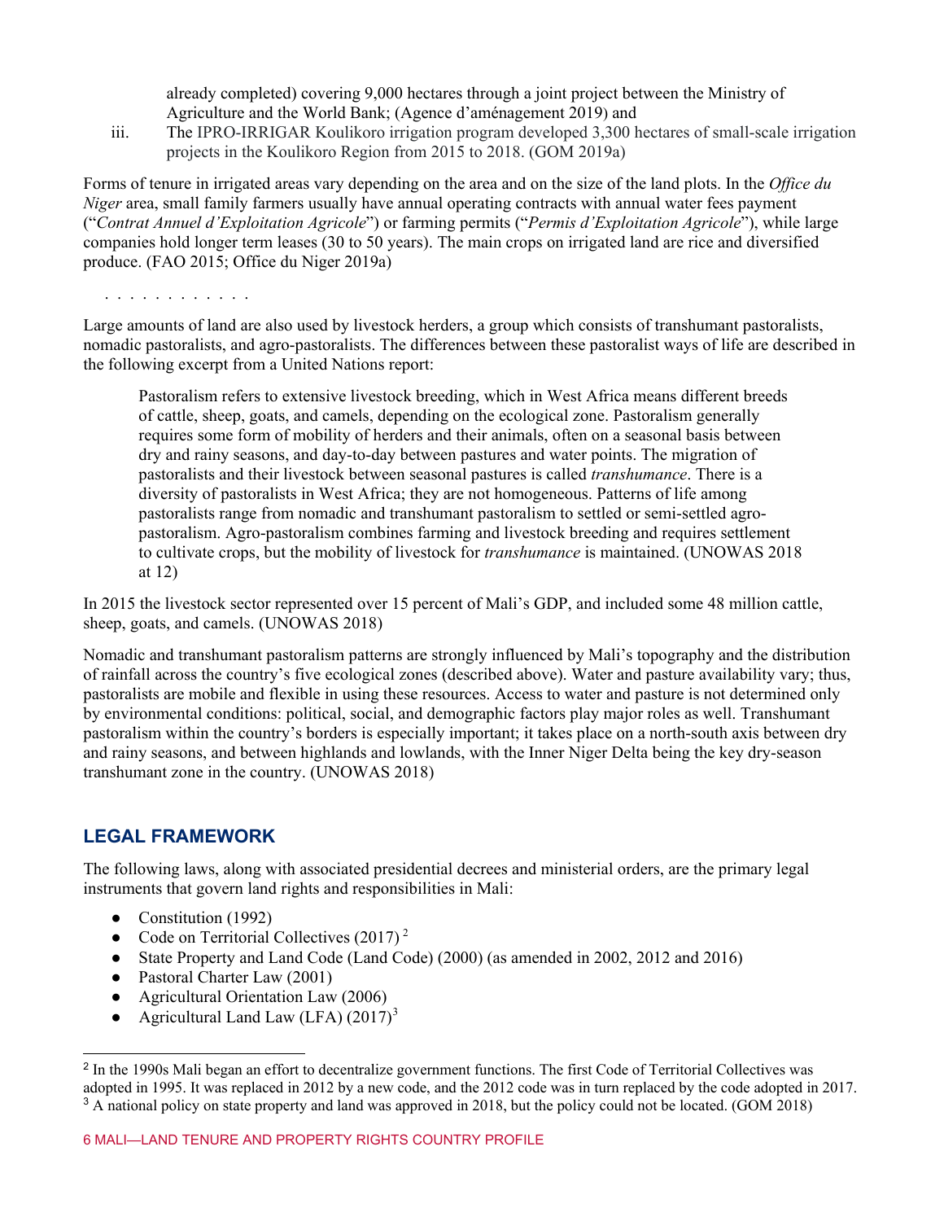already completed) covering 9,000 hectares through a joint project between the Ministry of Agriculture and the World Bank; (Agence d'aménagement 2019) and

iii. The IPRO-IRRIGAR Koulikoro irrigation program developed 3,300 hectares of small-scale irrigation projects in the Koulikoro Region from 2015 to 2018. (GOM 2019a)

Forms of tenure in irrigated areas vary depending on the area and on the size of the land plots. In the *Office du Niger* area, small family farmers usually have annual operating contracts with annual water fees payment ("*Contrat Annuel d'Exploitation Agricole*") or farming permits ("*Permis d'Exploitation Agricole*"), while large companies hold longer term leases (30 to 50 years). The main crops on irrigated land are rice and diversified produce. (FAO 2015; Office du Niger 2019a)

. . . . . . . . . . . .

Large amounts of land are also used by livestock herders, a group which consists of transhumant pastoralists, nomadic pastoralists, and agro-pastoralists. The differences between these pastoralist ways of life are described in the following excerpt from a United Nations report:

> Pastoralism refers to extensive livestock breeding, which in West Africa means different breeds of cattle, sheep, goats, and camels, depending on the ecological zone. Pastoralism generally requires some form of mobility of herders and their animals, often on a seasonal basis between dry and rainy seasons, and day-to-day between pastures and water points. The migration of pastoralists and their livestock between seasonal pastures is called *transhumance*. There is a diversity of pastoralists in West Africa; they are not homogeneous. Patterns of life among pastoralists range from nomadic and transhumant pastoralism to settled or semi-settled agro-pastoralism. Agro-pastoralism combines farming and livestock breeding and requires settlement to cultivate crops, but the mobility of livestock for *transhumance* is maintained. (UNOWAS 2018 at 12)

In 2015 the livestock sector represented over 15 percent of Mali's GDP, and included some 48 million cattle, sheep, goats, and camels. (UNOWAS 2018)

Nomadic and transhumant pastoralism patterns are strongly influenced by Mali's topography and the distribution of rainfall across the country's five ecological zones (described above). Water and pasture availability vary; thus, pastoralists are mobile and flexible in using these resources. Access to water and pasture is not determined only by environmental conditions: political, social, and demographic factors play major roles as well. Transhumant pastoralism within the country's borders is especially important; it takes place on a north-south axis between dry and rainy seasons, and between highlands and lowlands, with the Inner Niger Delta being the key dry-season transhumant zone in the country. (UNOWAS 2018)

## LEGAL FRAMEWORK

The following laws, along with associated presidential decrees and ministerial orders, are the primary legal instruments that govern land rights and responsibilities in Mali:

- Constitution (1992)
- Code on Territorial Collectives (2017) [2]
- State Property and Land Code (Land Code) (2000) (as amended in 2002, 2012 and 2016)
- Pastoral Charter Law (2001)
- Agricultural Orientation Law (2006)
- Agricultural Land Law (LFA) (2017)[3]

---

[2] In the 1990s Mali began an effort to decentralize government functions. The first Code of Territorial Collectives was adopted in 1995. It was replaced in 2012 by a new code, and the 2012 code was in turn replaced by the code adopted in 2017.

[3] A national policy on state property and land was approved in 2018, but the policy could not be located. (GOM 2018)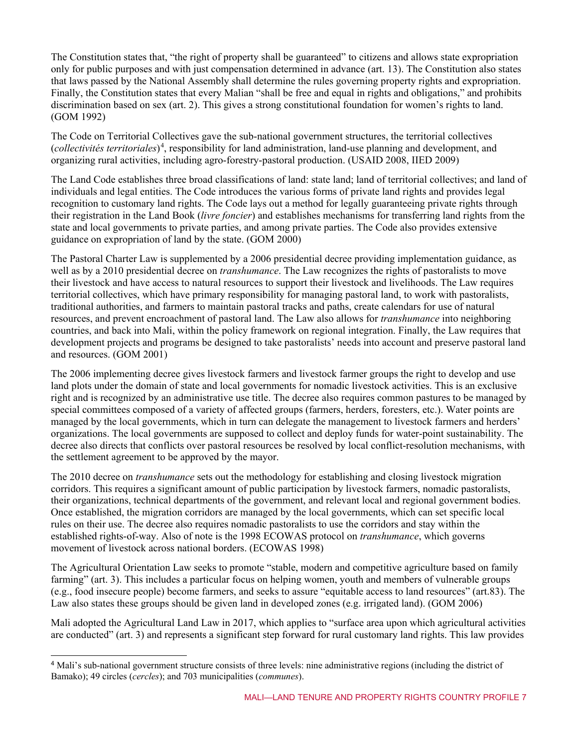The Constitution states that, "the right of property shall be guaranteed" to citizens and allows state expropriation only for public purposes and with just compensation determined in advance (art. 13). The Constitution also states that laws passed by the National Assembly shall determine the rules governing property rights and expropriation. Finally, the Constitution states that every Malian "shall be free and equal in rights and obligations," and prohibits discrimination based on sex (art. 2). This gives a strong constitutional foundation for women's rights to land. (GOM 1992)

The Code on Territorial Collectives gave the sub-national government structures, the territorial collectives (*collectivités territoriales*)[4], responsibility for land administration, land-use planning and development, and organizing rural activities, including agro-forestry-pastoral production. (USAID 2008, IIED 2009)

The Land Code establishes three broad classifications of land: state land; land of territorial collectives; and land of individuals and legal entities. The Code introduces the various forms of private land rights and provides legal recognition to customary land rights. The Code lays out a method for legally guaranteeing private rights through their registration in the Land Book (*livre foncier*) and establishes mechanisms for transferring land rights from the state and local governments to private parties, and among private parties. The Code also provides extensive guidance on expropriation of land by the state. (GOM 2000)

The Pastoral Charter Law is supplemented by a 2006 presidential decree providing implementation guidance, as well as by a 2010 presidential decree on *transhumance*. The Law recognizes the rights of pastoralists to move their livestock and have access to natural resources to support their livestock and livelihoods. The Law requires territorial collectives, which have primary responsibility for managing pastoral land, to work with pastoralists, traditional authorities, and farmers to maintain pastoral tracks and paths, create calendars for use of natural resources, and prevent encroachment of pastoral land. The Law also allows for *transhumance* into neighboring countries, and back into Mali, within the policy framework on regional integration. Finally, the Law requires that development projects and programs be designed to take pastoralists' needs into account and preserve pastoral land and resources. (GOM 2001)

The 2006 implementing decree gives livestock farmers and livestock farmer groups the right to develop and use land plots under the domain of state and local governments for nomadic livestock activities. This is an exclusive right and is recognized by an administrative use title. The decree also requires common pastures to be managed by special committees composed of a variety of affected groups (farmers, herders, foresters, etc.). Water points are managed by the local governments, which in turn can delegate the management to livestock farmers and herders' organizations. The local governments are supposed to collect and deploy funds for water-point sustainability. The decree also directs that conflicts over pastoral resources be resolved by local conflict-resolution mechanisms, with the settlement agreement to be approved by the mayor.

The 2010 decree on *transhumance* sets out the methodology for establishing and closing livestock migration corridors. This requires a significant amount of public participation by livestock farmers, nomadic pastoralists, their organizations, technical departments of the government, and relevant local and regional government bodies. Once established, the migration corridors are managed by the local governments, which can set specific local rules on their use. The decree also requires nomadic pastoralists to use the corridors and stay within the established rights-of-way. Also of note is the 1998 ECOWAS protocol on *transhumance*, which governs movement of livestock across national borders. (ECOWAS 1998)

The Agricultural Orientation Law seeks to promote "stable, modern and competitive agriculture based on family farming" (art. 3). This includes a particular focus on helping women, youth and members of vulnerable groups (e.g., food insecure people) become farmers, and seeks to assure "equitable access to land resources" (art.83). The Law also states these groups should be given land in developed zones (e.g. irrigated land). (GOM 2006)

Mali adopted the Agricultural Land Law in 2017, which applies to "surface area upon which agricultural activities are conducted" (art. 3) and represents a significant step forward for rural customary land rights. This law provides

---

[4] Mali's sub-national government structure consists of three levels: nine administrative regions (including the district of Bamako); 49 circles (*cercles*); and 703 municipalities (*communes*).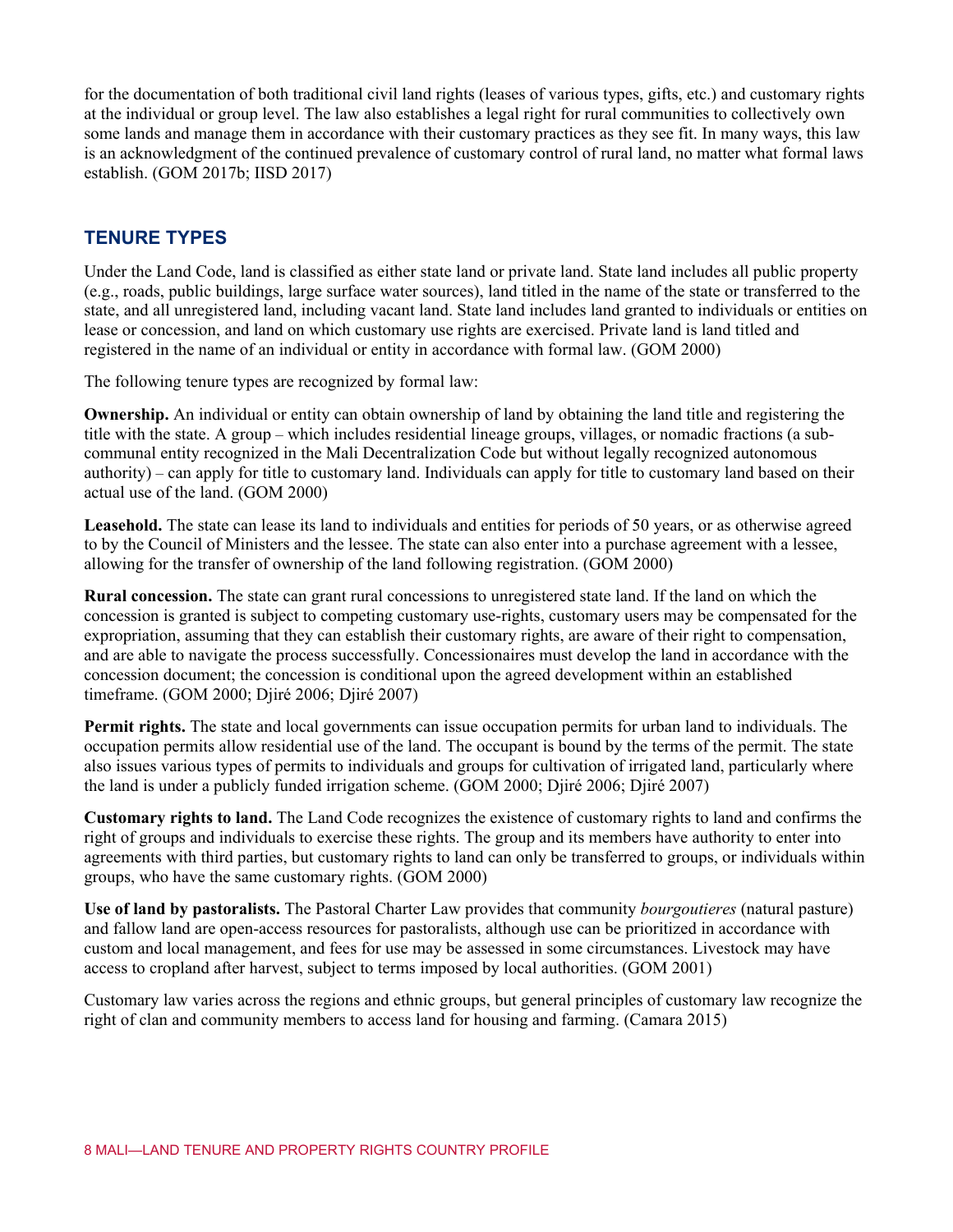for the documentation of both traditional civil land rights (leases of various types, gifts, etc.) and customary rights at the individual or group level. The law also establishes a legal right for rural communities to collectively own some lands and manage them in accordance with their customary practices as they see fit. In many ways, this law is an acknowledgment of the continued prevalence of customary control of rural land, no matter what formal laws establish. (GOM 2017b; IISD 2017)

## TENURE TYPES

Under the Land Code, land is classified as either state land or private land. State land includes all public property (e.g., roads, public buildings, large surface water sources), land titled in the name of the state or transferred to the state, and all unregistered land, including vacant land. State land includes land granted to individuals or entities on lease or concession, and land on which customary use rights are exercised. Private land is land titled and registered in the name of an individual or entity in accordance with formal law. (GOM 2000)

The following tenure types are recognized by formal law:

**Ownership.** An individual or entity can obtain ownership of land by obtaining the land title and registering the title with the state. A group – which includes residential lineage groups, villages, or nomadic fractions (a sub-communal entity recognized in the Mali Decentralization Code but without legally recognized autonomous authority) – can apply for title to customary land. Individuals can apply for title to customary land based on their actual use of the land. (GOM 2000)

**Leasehold.** The state can lease its land to individuals and entities for periods of 50 years, or as otherwise agreed to by the Council of Ministers and the lessee. The state can also enter into a purchase agreement with a lessee, allowing for the transfer of ownership of the land following registration. (GOM 2000)

**Rural concession.** The state can grant rural concessions to unregistered state land. If the land on which the concession is granted is subject to competing customary use-rights, customary users may be compensated for the expropriation, assuming that they can establish their customary rights, are aware of their right to compensation, and are able to navigate the process successfully. Concessionaires must develop the land in accordance with the concession document; the concession is conditional upon the agreed development within an established timeframe. (GOM 2000; Djiré 2006; Djiré 2007)

**Permit rights.** The state and local governments can issue occupation permits for urban land to individuals. The occupation permits allow residential use of the land. The occupant is bound by the terms of the permit. The state also issues various types of permits to individuals and groups for cultivation of irrigated land, particularly where the land is under a publicly funded irrigation scheme. (GOM 2000; Djiré 2006; Djiré 2007)

**Customary rights to land.** The Land Code recognizes the existence of customary rights to land and confirms the right of groups and individuals to exercise these rights. The group and its members have authority to enter into agreements with third parties, but customary rights to land can only be transferred to groups, or individuals within groups, who have the same customary rights. (GOM 2000)

**Use of land by pastoralists.** The Pastoral Charter Law provides that community *bourgoutieres* (natural pasture) and fallow land are open-access resources for pastoralists, although use can be prioritized in accordance with custom and local management, and fees for use may be assessed in some circumstances. Livestock may have access to cropland after harvest, subject to terms imposed by local authorities. (GOM 2001)

Customary law varies across the regions and ethnic groups, but general principles of customary law recognize the right of clan and community members to access land for housing and farming. (Camara 2015)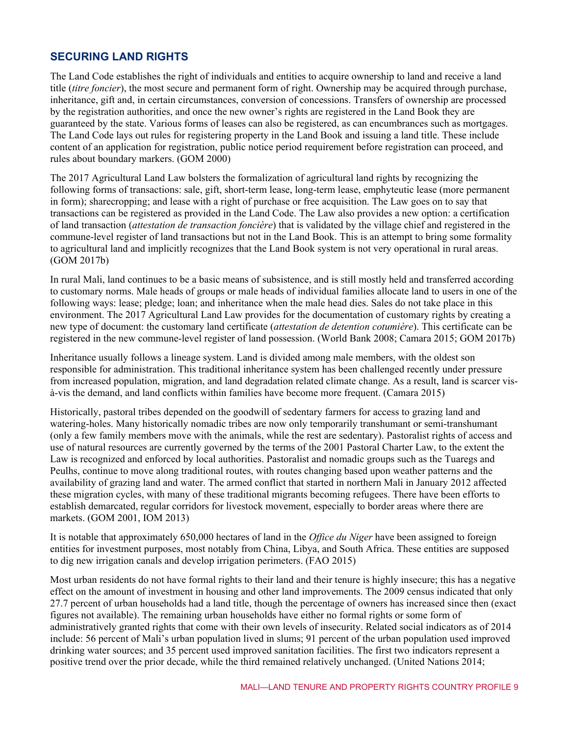## SECURING LAND RIGHTS

The Land Code establishes the right of individuals and entities to acquire ownership to land and receive a land title (*titre foncier*), the most secure and permanent form of right. Ownership may be acquired through purchase, inheritance, gift and, in certain circumstances, conversion of concessions. Transfers of ownership are processed by the registration authorities, and once the new owner's rights are registered in the Land Book they are guaranteed by the state. Various forms of leases can also be registered, as can encumbrances such as mortgages. The Land Code lays out rules for registering property in the Land Book and issuing a land title. These include content of an application for registration, public notice period requirement before registration can proceed, and rules about boundary markers. (GOM 2000)

The 2017 Agricultural Land Law bolsters the formalization of agricultural land rights by recognizing the following forms of transactions: sale, gift, short-term lease, long-term lease, emphyteutic lease (more permanent in form); sharecropping; and lease with a right of purchase or free acquisition. The Law goes on to say that transactions can be registered as provided in the Land Code. The Law also provides a new option: a certification of land transaction (*attestation de transaction foncière*) that is validated by the village chief and registered in the commune-level register of land transactions but not in the Land Book. This is an attempt to bring some formality to agricultural land and implicitly recognizes that the Land Book system is not very operational in rural areas. (GOM 2017b)

In rural Mali, land continues to be a basic means of subsistence, and is still mostly held and transferred according to customary norms. Male heads of groups or male heads of individual families allocate land to users in one of the following ways: lease; pledge; loan; and inheritance when the male head dies. Sales do not take place in this environment. The 2017 Agricultural Land Law provides for the documentation of customary rights by creating a new type of document: the customary land certificate (*attestation de detention cotumière*). This certificate can be registered in the new commune-level register of land possession. (World Bank 2008; Camara 2015; GOM 2017b)

Inheritance usually follows a lineage system. Land is divided among male members, with the oldest son responsible for administration. This traditional inheritance system has been challenged recently under pressure from increased population, migration, and land degradation related climate change. As a result, land is scarcer vis-à-vis the demand, and land conflicts within families have become more frequent. (Camara 2015)

Historically, pastoral tribes depended on the goodwill of sedentary farmers for access to grazing land and watering-holes. Many historically nomadic tribes are now only temporarily transhumant or semi-transhumant (only a few family members move with the animals, while the rest are sedentary). Pastoralist rights of access and use of natural resources are currently governed by the terms of the 2001 Pastoral Charter Law, to the extent the Law is recognized and enforced by local authorities. Pastoralist and nomadic groups such as the Tuaregs and Peulhs, continue to move along traditional routes, with routes changing based upon weather patterns and the availability of grazing land and water. The armed conflict that started in northern Mali in January 2012 affected these migration cycles, with many of these traditional migrants becoming refugees. There have been efforts to establish demarcated, regular corridors for livestock movement, especially to border areas where there are markets. (GOM 2001, IOM 2013)

It is notable that approximately 650,000 hectares of land in the *Office du Niger* have been assigned to foreign entities for investment purposes, most notably from China, Libya, and South Africa. These entities are supposed to dig new irrigation canals and develop irrigation perimeters. (FAO 2015)

Most urban residents do not have formal rights to their land and their tenure is highly insecure; this has a negative effect on the amount of investment in housing and other land improvements. The 2009 census indicated that only 27.7 percent of urban households had a land title, though the percentage of owners has increased since then (exact figures not available). The remaining urban households have either no formal rights or some form of administratively granted rights that come with their own levels of insecurity. Related social indicators as of 2014 include: 56 percent of Mali's urban population lived in slums; 91 percent of the urban population used improved drinking water sources; and 35 percent used improved sanitation facilities. The first two indicators represent a positive trend over the prior decade, while the third remained relatively unchanged. (United Nations 2014;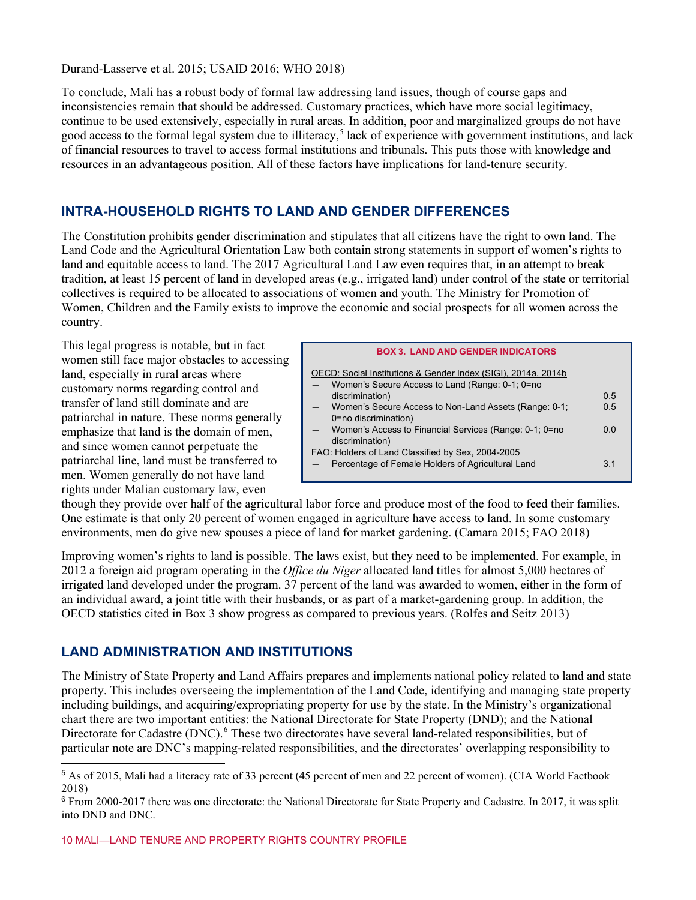Durand-Lasserve et al. 2015; USAID 2016; WHO 2018)

To conclude, Mali has a robust body of formal law addressing land issues, though of course gaps and inconsistencies remain that should be addressed. Customary practices, which have more social legitimacy, continue to be used extensively, especially in rural areas. In addition, poor and marginalized groups do not have good access to the formal legal system due to illiteracy,[5] lack of experience with government institutions, and lack of financial resources to travel to access formal institutions and tribunals. This puts those with knowledge and resources in an advantageous position. All of these factors have implications for land-tenure security.

## INTRA-HOUSEHOLD RIGHTS TO LAND AND GENDER DIFFERENCES

The Constitution prohibits gender discrimination and stipulates that all citizens have the right to own land. The Land Code and the Agricultural Orientation Law both contain strong statements in support of women's rights to land and equitable access to land. The 2017 Agricultural Land Law even requires that, in an attempt to break tradition, at least 15 percent of land in developed areas (e.g., irrigated land) under control of the state or territorial collectives is required to be allocated to associations of women and youth. The Ministry for Promotion of Women, Children and the Family exists to improve the economic and social prospects for all women across the country.

This legal progress is notable, but in fact women still face major obstacles to accessing land, especially in rural areas where customary norms regarding control and transfer of land still dominate and are patriarchal in nature. These norms generally emphasize that land is the domain of men, and since women cannot perpetuate the patriarchal line, land must be transferred to men. Women generally do not have land rights under Malian customary law, even though they provide over half of the agricultural labor force and produce most of the food to feed their families. One estimate is that only 20 percent of women engaged in agriculture have access to land. In some customary environments, men do give new spouses a piece of land for market gardening. (Camara 2015; FAO 2018)

**BOX 3. LAND AND GENDER INDICATORS**

| Indicator | Value |
|---|---|
| OECD: Social Institutions & Gender Index (SIGI), 2014a, 2014b | |
| — Women's Secure Access to Land (Range: 0-1; 0=no discrimination) | 0.5 |
| — Women's Secure Access to Non-Land Assets (Range: 0-1; 0=no discrimination) | 0.5 |
| — Women's Access to Financial Services (Range: 0-1; 0=no discrimination) | 0.0 |
| FAO: Holders of Land Classified by Sex, 2004-2005 | |
| — Percentage of Female Holders of Agricultural Land | 3.1 |

Improving women's rights to land is possible. The laws exist, but they need to be implemented. For example, in 2012 a foreign aid program operating in the *Office du Niger* allocated land titles for almost 5,000 hectares of irrigated land developed under the program. 37 percent of the land was awarded to women, either in the form of an individual award, a joint title with their husbands, or as part of a market-gardening group. In addition, the OECD statistics cited in Box 3 show progress as compared to previous years. (Rolfes and Seitz 2013)

## LAND ADMINISTRATION AND INSTITUTIONS

The Ministry of State Property and Land Affairs prepares and implements national policy related to land and state property. This includes overseeing the implementation of the Land Code, identifying and managing state property including buildings, and acquiring/expropriating property for use by the state. In the Ministry's organizational chart there are two important entities: the National Directorate for State Property (DND); and the National Directorate for Cadastre (DNC).[6] These two directorates have several land-related responsibilities, but of particular note are DNC's mapping-related responsibilities, and the directorates' overlapping responsibility to

---

[5] As of 2015, Mali had a literacy rate of 33 percent (45 percent of men and 22 percent of women). (CIA World Factbook 2018)

[6] From 2000-2017 there was one directorate: the National Directorate for State Property and Cadastre. In 2017, it was split into DND and DNC.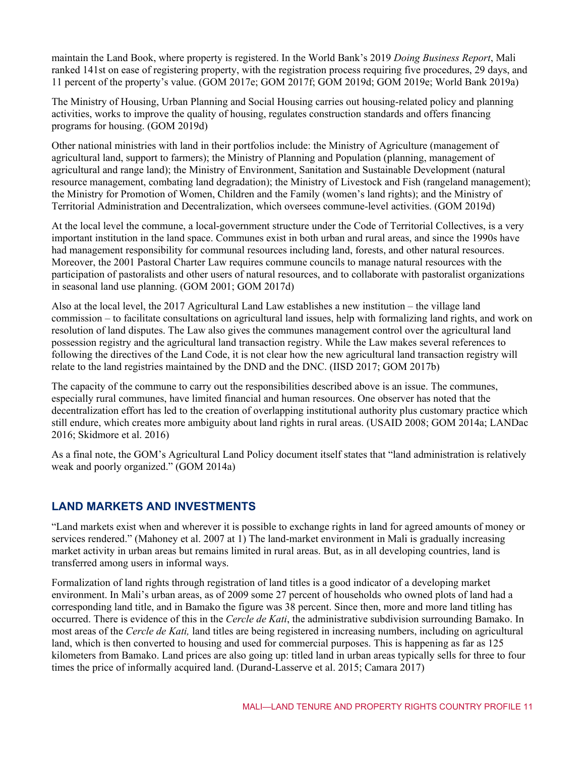maintain the Land Book, where property is registered. In the World Bank's 2019 *Doing Business Report*, Mali ranked 141st on ease of registering property, with the registration process requiring five procedures, 29 days, and 11 percent of the property's value. (GOM 2017e; GOM 2017f; GOM 2019d; GOM 2019e; World Bank 2019a)

The Ministry of Housing, Urban Planning and Social Housing carries out housing-related policy and planning activities, works to improve the quality of housing, regulates construction standards and offers financing programs for housing. (GOM 2019d)

Other national ministries with land in their portfolios include: the Ministry of Agriculture (management of agricultural land, support to farmers); the Ministry of Planning and Population (planning, management of agricultural and range land); the Ministry of Environment, Sanitation and Sustainable Development (natural resource management, combating land degradation); the Ministry of Livestock and Fish (rangeland management); the Ministry for Promotion of Women, Children and the Family (women's land rights); and the Ministry of Territorial Administration and Decentralization, which oversees commune-level activities. (GOM 2019d)

At the local level the commune, a local-government structure under the Code of Territorial Collectives, is a very important institution in the land space. Communes exist in both urban and rural areas, and since the 1990s have had management responsibility for communal resources including land, forests, and other natural resources. Moreover, the 2001 Pastoral Charter Law requires commune councils to manage natural resources with the participation of pastoralists and other users of natural resources, and to collaborate with pastoralist organizations in seasonal land use planning. (GOM 2001; GOM 2017d)

Also at the local level, the 2017 Agricultural Land Law establishes a new institution – the village land commission – to facilitate consultations on agricultural land issues, help with formalizing land rights, and work on resolution of land disputes. The Law also gives the communes management control over the agricultural land possession registry and the agricultural land transaction registry. While the Law makes several references to following the directives of the Land Code, it is not clear how the new agricultural land transaction registry will relate to the land registries maintained by the DND and the DNC. (IISD 2017; GOM 2017b)

The capacity of the commune to carry out the responsibilities described above is an issue. The communes, especially rural communes, have limited financial and human resources. One observer has noted that the decentralization effort has led to the creation of overlapping institutional authority plus customary practice which still endure, which creates more ambiguity about land rights in rural areas. (USAID 2008; GOM 2014a; LANDac 2016; Skidmore et al. 2016)

As a final note, the GOM's Agricultural Land Policy document itself states that "land administration is relatively weak and poorly organized." (GOM 2014a)

## LAND MARKETS AND INVESTMENTS

"Land markets exist when and wherever it is possible to exchange rights in land for agreed amounts of money or services rendered." (Mahoney et al. 2007 at 1) The land-market environment in Mali is gradually increasing market activity in urban areas but remains limited in rural areas. But, as in all developing countries, land is transferred among users in informal ways.

Formalization of land rights through registration of land titles is a good indicator of a developing market environment. In Mali's urban areas, as of 2009 some 27 percent of households who owned plots of land had a corresponding land title, and in Bamako the figure was 38 percent. Since then, more and more land titling has occurred. There is evidence of this in the *Cercle de Kati*, the administrative subdivision surrounding Bamako. In most areas of the *Cercle de Kati,* land titles are being registered in increasing numbers, including on agricultural land, which is then converted to housing and used for commercial purposes. This is happening as far as 125 kilometers from Bamako. Land prices are also going up: titled land in urban areas typically sells for three to four times the price of informally acquired land. (Durand-Lasserve et al. 2015; Camara 2017)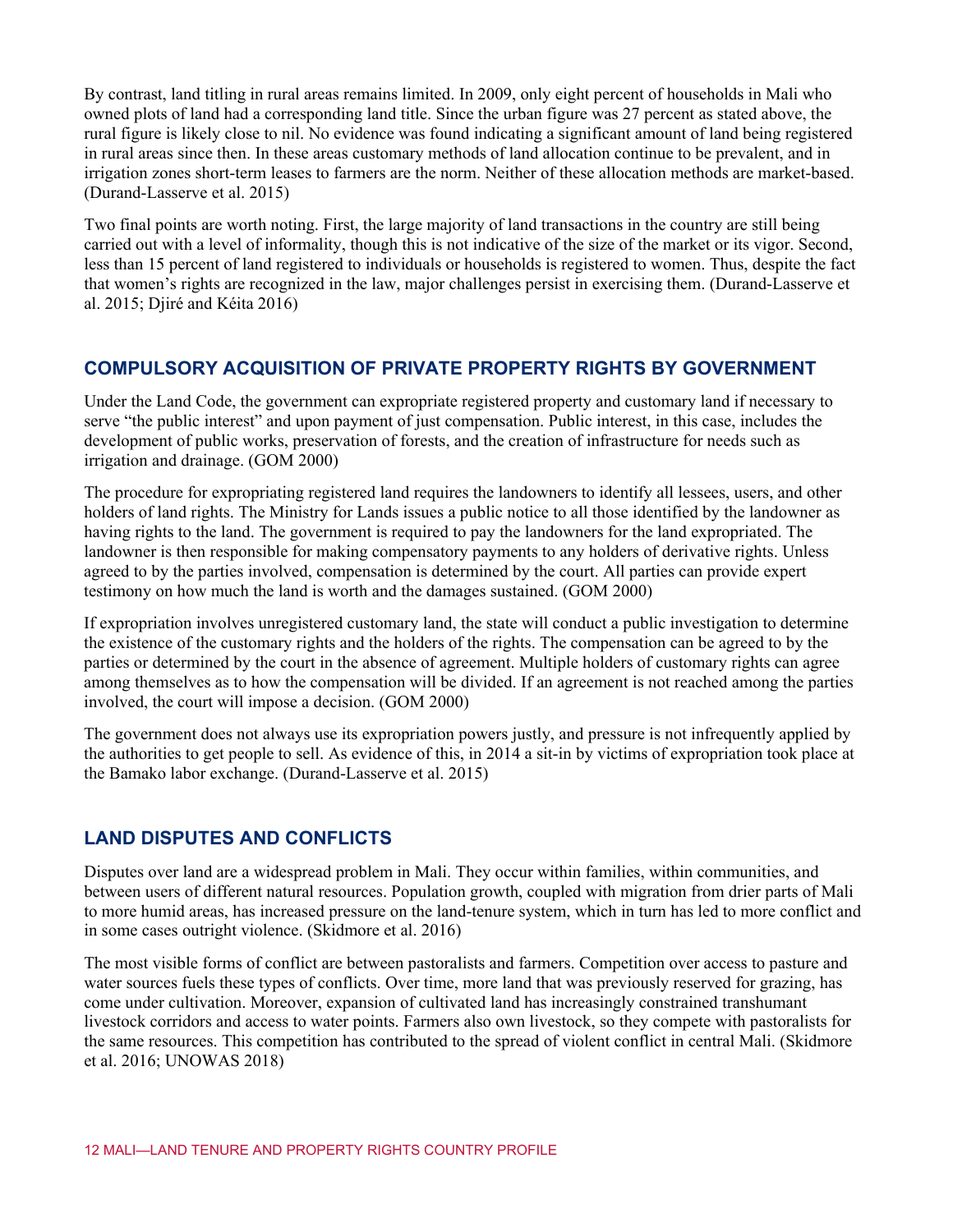By contrast, land titling in rural areas remains limited. In 2009, only eight percent of households in Mali who owned plots of land had a corresponding land title. Since the urban figure was 27 percent as stated above, the rural figure is likely close to nil. No evidence was found indicating a significant amount of land being registered in rural areas since then. In these areas customary methods of land allocation continue to be prevalent, and in irrigation zones short-term leases to farmers are the norm. Neither of these allocation methods are market-based. (Durand-Lasserve et al. 2015)

Two final points are worth noting. First, the large majority of land transactions in the country are still being carried out with a level of informality, though this is not indicative of the size of the market or its vigor. Second, less than 15 percent of land registered to individuals or households is registered to women. Thus, despite the fact that women's rights are recognized in the law, major challenges persist in exercising them. (Durand-Lasserve et al. 2015; Djiré and Kéita 2016)

## COMPULSORY ACQUISITION OF PRIVATE PROPERTY RIGHTS BY GOVERNMENT

Under the Land Code, the government can expropriate registered property and customary land if necessary to serve "the public interest" and upon payment of just compensation. Public interest, in this case, includes the development of public works, preservation of forests, and the creation of infrastructure for needs such as irrigation and drainage. (GOM 2000)

The procedure for expropriating registered land requires the landowners to identify all lessees, users, and other holders of land rights. The Ministry for Lands issues a public notice to all those identified by the landowner as having rights to the land. The government is required to pay the landowners for the land expropriated. The landowner is then responsible for making compensatory payments to any holders of derivative rights. Unless agreed to by the parties involved, compensation is determined by the court. All parties can provide expert testimony on how much the land is worth and the damages sustained. (GOM 2000)

If expropriation involves unregistered customary land, the state will conduct a public investigation to determine the existence of the customary rights and the holders of the rights. The compensation can be agreed to by the parties or determined by the court in the absence of agreement. Multiple holders of customary rights can agree among themselves as to how the compensation will be divided. If an agreement is not reached among the parties involved, the court will impose a decision. (GOM 2000)

The government does not always use its expropriation powers justly, and pressure is not infrequently applied by the authorities to get people to sell. As evidence of this, in 2014 a sit-in by victims of expropriation took place at the Bamako labor exchange. (Durand-Lasserve et al. 2015)

## LAND DISPUTES AND CONFLICTS

Disputes over land are a widespread problem in Mali. They occur within families, within communities, and between users of different natural resources. Population growth, coupled with migration from drier parts of Mali to more humid areas, has increased pressure on the land-tenure system, which in turn has led to more conflict and in some cases outright violence. (Skidmore et al. 2016)

The most visible forms of conflict are between pastoralists and farmers. Competition over access to pasture and water sources fuels these types of conflicts. Over time, more land that was previously reserved for grazing, has come under cultivation. Moreover, expansion of cultivated land has increasingly constrained transhumant livestock corridors and access to water points. Farmers also own livestock, so they compete with pastoralists for the same resources. This competition has contributed to the spread of violent conflict in central Mali. (Skidmore et al. 2016; UNOWAS 2018)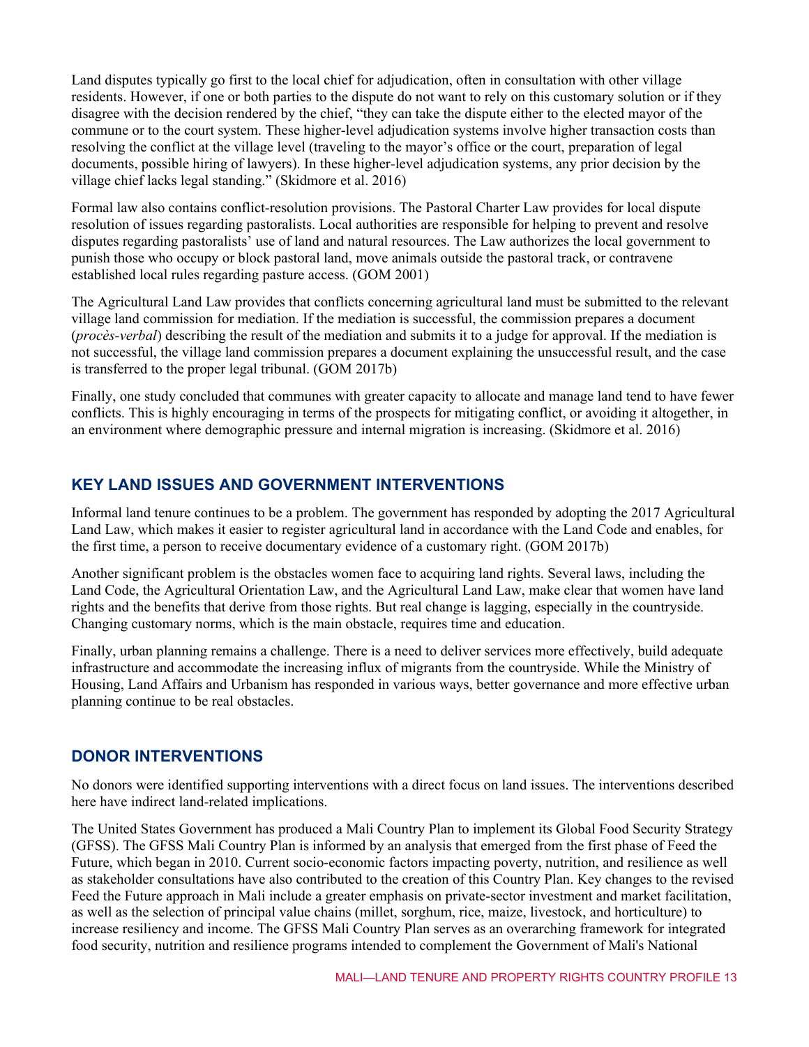Land disputes typically go first to the local chief for adjudication, often in consultation with other village residents. However, if one or both parties to the dispute do not want to rely on this customary solution or if they disagree with the decision rendered by the chief, "they can take the dispute either to the elected mayor of the commune or to the court system. These higher-level adjudication systems involve higher transaction costs than resolving the conflict at the village level (traveling to the mayor's office or the court, preparation of legal documents, possible hiring of lawyers). In these higher-level adjudication systems, any prior decision by the village chief lacks legal standing." (Skidmore et al. 2016)

Formal law also contains conflict-resolution provisions. The Pastoral Charter Law provides for local dispute resolution of issues regarding pastoralists. Local authorities are responsible for helping to prevent and resolve disputes regarding pastoralists' use of land and natural resources. The Law authorizes the local government to punish those who occupy or block pastoral land, move animals outside the pastoral track, or contravene established local rules regarding pasture access. (GOM 2001)

The Agricultural Land Law provides that conflicts concerning agricultural land must be submitted to the relevant village land commission for mediation. If the mediation is successful, the commission prepares a document (*procès-verbal*) describing the result of the mediation and submits it to a judge for approval. If the mediation is not successful, the village land commission prepares a document explaining the unsuccessful result, and the case is transferred to the proper legal tribunal. (GOM 2017b)

Finally, one study concluded that communes with greater capacity to allocate and manage land tend to have fewer conflicts. This is highly encouraging in terms of the prospects for mitigating conflict, or avoiding it altogether, in an environment where demographic pressure and internal migration is increasing. (Skidmore et al. 2016)

## KEY LAND ISSUES AND GOVERNMENT INTERVENTIONS

Informal land tenure continues to be a problem. The government has responded by adopting the 2017 Agricultural Land Law, which makes it easier to register agricultural land in accordance with the Land Code and enables, for the first time, a person to receive documentary evidence of a customary right. (GOM 2017b)

Another significant problem is the obstacles women face to acquiring land rights. Several laws, including the Land Code, the Agricultural Orientation Law, and the Agricultural Land Law, make clear that women have land rights and the benefits that derive from those rights. But real change is lagging, especially in the countryside. Changing customary norms, which is the main obstacle, requires time and education.

Finally, urban planning remains a challenge. There is a need to deliver services more effectively, build adequate infrastructure and accommodate the increasing influx of migrants from the countryside. While the Ministry of Housing, Land Affairs and Urbanism has responded in various ways, better governance and more effective urban planning continue to be real obstacles.

## DONOR INTERVENTIONS

No donors were identified supporting interventions with a direct focus on land issues. The interventions described here have indirect land-related implications.

The United States Government has produced a Mali Country Plan to implement its Global Food Security Strategy (GFSS). The GFSS Mali Country Plan is informed by an analysis that emerged from the first phase of Feed the Future, which began in 2010. Current socio-economic factors impacting poverty, nutrition, and resilience as well as stakeholder consultations have also contributed to the creation of this Country Plan. Key changes to the revised Feed the Future approach in Mali include a greater emphasis on private-sector investment and market facilitation, as well as the selection of principal value chains (millet, sorghum, rice, maize, livestock, and horticulture) to increase resiliency and income. The GFSS Mali Country Plan serves as an overarching framework for integrated food security, nutrition and resilience programs intended to complement the Government of Mali's National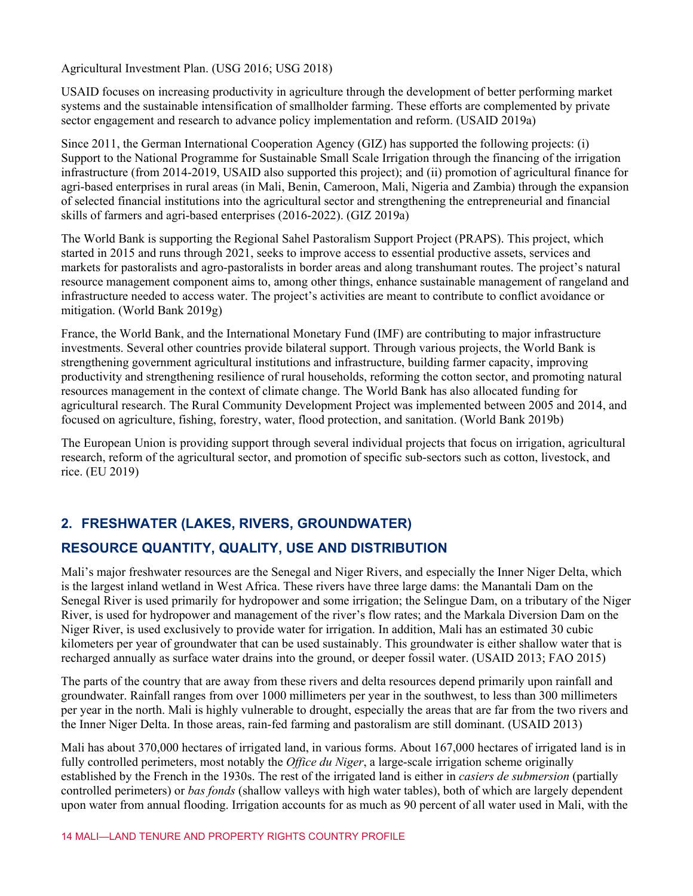Agricultural Investment Plan. (USG 2016; USG 2018)

USAID focuses on increasing productivity in agriculture through the development of better performing market systems and the sustainable intensification of smallholder farming. These efforts are complemented by private sector engagement and research to advance policy implementation and reform. (USAID 2019a)

Since 2011, the German International Cooperation Agency (GIZ) has supported the following projects: (i) Support to the National Programme for Sustainable Small Scale Irrigation through the financing of the irrigation infrastructure (from 2014-2019, USAID also supported this project); and (ii) promotion of agricultural finance for agri-based enterprises in rural areas (in Mali, Benin, Cameroon, Mali, Nigeria and Zambia) through the expansion of selected financial institutions into the agricultural sector and strengthening the entrepreneurial and financial skills of farmers and agri-based enterprises (2016-2022). (GIZ 2019a)

The World Bank is supporting the Regional Sahel Pastoralism Support Project (PRAPS). This project, which started in 2015 and runs through 2021, seeks to improve access to essential productive assets, services and markets for pastoralists and agro-pastoralists in border areas and along transhumant routes. The project's natural resource management component aims to, among other things, enhance sustainable management of rangeland and infrastructure needed to access water. The project's activities are meant to contribute to conflict avoidance or mitigation. (World Bank 2019g)

France, the World Bank, and the International Monetary Fund (IMF) are contributing to major infrastructure investments. Several other countries provide bilateral support. Through various projects, the World Bank is strengthening government agricultural institutions and infrastructure, building farmer capacity, improving productivity and strengthening resilience of rural households, reforming the cotton sector, and promoting natural resources management in the context of climate change. The World Bank has also allocated funding for agricultural research. The Rural Community Development Project was implemented between 2005 and 2014, and focused on agriculture, fishing, forestry, water, flood protection, and sanitation. (World Bank 2019b)

The European Union is providing support through several individual projects that focus on irrigation, agricultural research, reform of the agricultural sector, and promotion of specific sub-sectors such as cotton, livestock, and rice. (EU 2019)

## 2. FRESHWATER (LAKES, RIVERS, GROUNDWATER)

### RESOURCE QUANTITY, QUALITY, USE AND DISTRIBUTION

Mali's major freshwater resources are the Senegal and Niger Rivers, and especially the Inner Niger Delta, which is the largest inland wetland in West Africa. These rivers have three large dams: the Manantali Dam on the Senegal River is used primarily for hydropower and some irrigation; the Selingue Dam, on a tributary of the Niger River, is used for hydropower and management of the river's flow rates; and the Markala Diversion Dam on the Niger River, is used exclusively to provide water for irrigation. In addition, Mali has an estimated 30 cubic kilometers per year of groundwater that can be used sustainably. This groundwater is either shallow water that is recharged annually as surface water drains into the ground, or deeper fossil water. (USAID 2013; FAO 2015)

The parts of the country that are away from these rivers and delta resources depend primarily upon rainfall and groundwater. Rainfall ranges from over 1000 millimeters per year in the southwest, to less than 300 millimeters per year in the north. Mali is highly vulnerable to drought, especially the areas that are far from the two rivers and the Inner Niger Delta. In those areas, rain-fed farming and pastoralism are still dominant. (USAID 2013)

Mali has about 370,000 hectares of irrigated land, in various forms. About 167,000 hectares of irrigated land is in fully controlled perimeters, most notably the *Office du Niger*, a large-scale irrigation scheme originally established by the French in the 1930s. The rest of the irrigated land is either in *casiers de submersion* (partially controlled perimeters) or *bas fonds* (shallow valleys with high water tables), both of which are largely dependent upon water from annual flooding. Irrigation accounts for as much as 90 percent of all water used in Mali, with the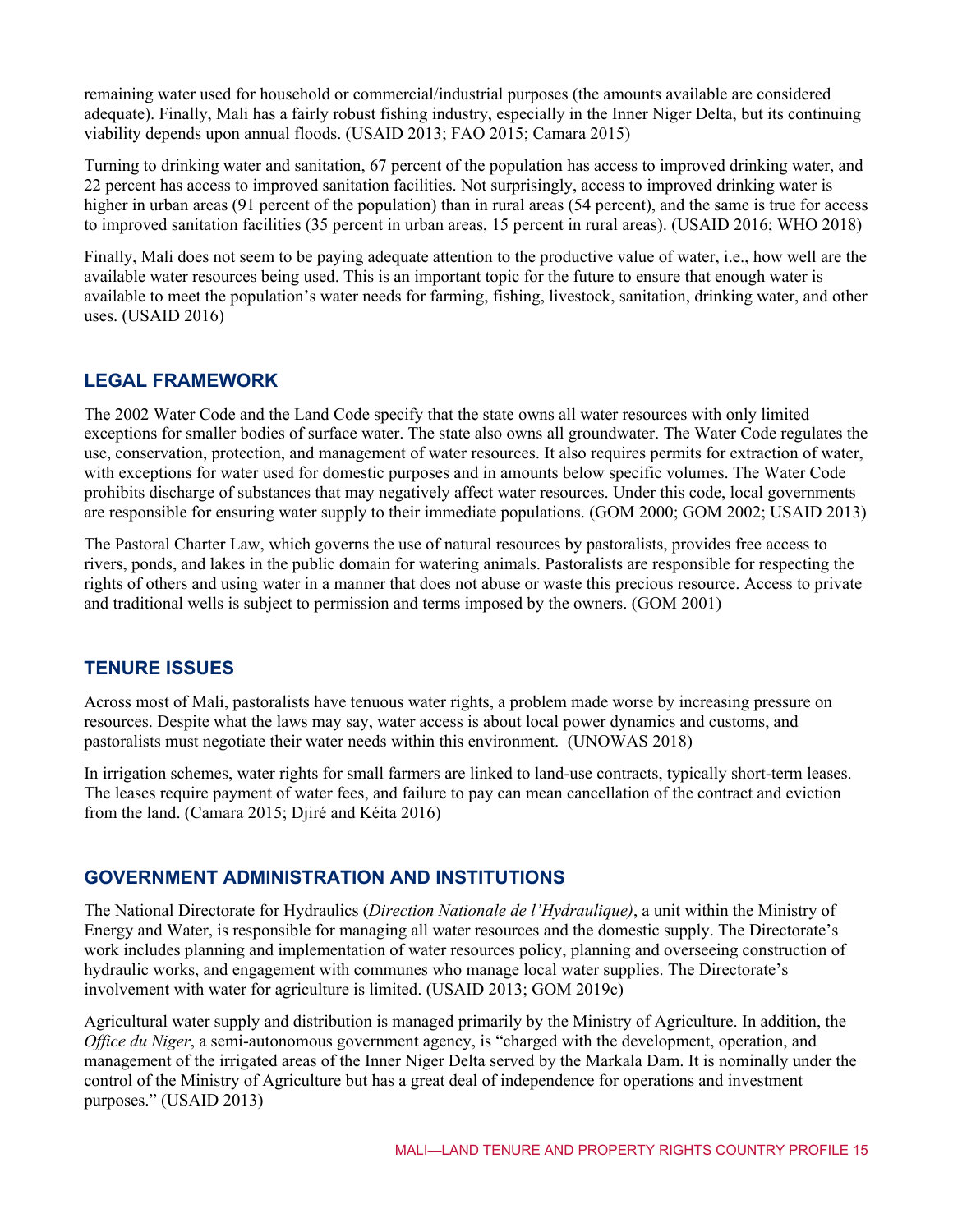remaining water used for household or commercial/industrial purposes (the amounts available are considered adequate). Finally, Mali has a fairly robust fishing industry, especially in the Inner Niger Delta, but its continuing viability depends upon annual floods. (USAID 2013; FAO 2015; Camara 2015)

Turning to drinking water and sanitation, 67 percent of the population has access to improved drinking water, and 22 percent has access to improved sanitation facilities. Not surprisingly, access to improved drinking water is higher in urban areas (91 percent of the population) than in rural areas (54 percent), and the same is true for access to improved sanitation facilities (35 percent in urban areas, 15 percent in rural areas). (USAID 2016; WHO 2018)

Finally, Mali does not seem to be paying adequate attention to the productive value of water, i.e., how well are the available water resources being used. This is an important topic for the future to ensure that enough water is available to meet the population's water needs for farming, fishing, livestock, sanitation, drinking water, and other uses. (USAID 2016)

## LEGAL FRAMEWORK

The 2002 Water Code and the Land Code specify that the state owns all water resources with only limited exceptions for smaller bodies of surface water. The state also owns all groundwater. The Water Code regulates the use, conservation, protection, and management of water resources. It also requires permits for extraction of water, with exceptions for water used for domestic purposes and in amounts below specific volumes. The Water Code prohibits discharge of substances that may negatively affect water resources. Under this code, local governments are responsible for ensuring water supply to their immediate populations. (GOM 2000; GOM 2002; USAID 2013)

The Pastoral Charter Law, which governs the use of natural resources by pastoralists, provides free access to rivers, ponds, and lakes in the public domain for watering animals. Pastoralists are responsible for respecting the rights of others and using water in a manner that does not abuse or waste this precious resource. Access to private and traditional wells is subject to permission and terms imposed by the owners. (GOM 2001)

## TENURE ISSUES

Across most of Mali, pastoralists have tenuous water rights, a problem made worse by increasing pressure on resources. Despite what the laws may say, water access is about local power dynamics and customs, and pastoralists must negotiate their water needs within this environment. (UNOWAS 2018)

In irrigation schemes, water rights for small farmers are linked to land-use contracts, typically short-term leases. The leases require payment of water fees, and failure to pay can mean cancellation of the contract and eviction from the land. (Camara 2015; Djiré and Kéita 2016)

## GOVERNMENT ADMINISTRATION AND INSTITUTIONS

The National Directorate for Hydraulics (*Direction Nationale de l'Hydraulique)*, a unit within the Ministry of Energy and Water, is responsible for managing all water resources and the domestic supply. The Directorate's work includes planning and implementation of water resources policy, planning and overseeing construction of hydraulic works, and engagement with communes who manage local water supplies. The Directorate's involvement with water for agriculture is limited. (USAID 2013; GOM 2019c)

Agricultural water supply and distribution is managed primarily by the Ministry of Agriculture. In addition, the *Office du Niger*, a semi-autonomous government agency, is "charged with the development, operation, and management of the irrigated areas of the Inner Niger Delta served by the Markala Dam. It is nominally under the control of the Ministry of Agriculture but has a great deal of independence for operations and investment purposes." (USAID 2013)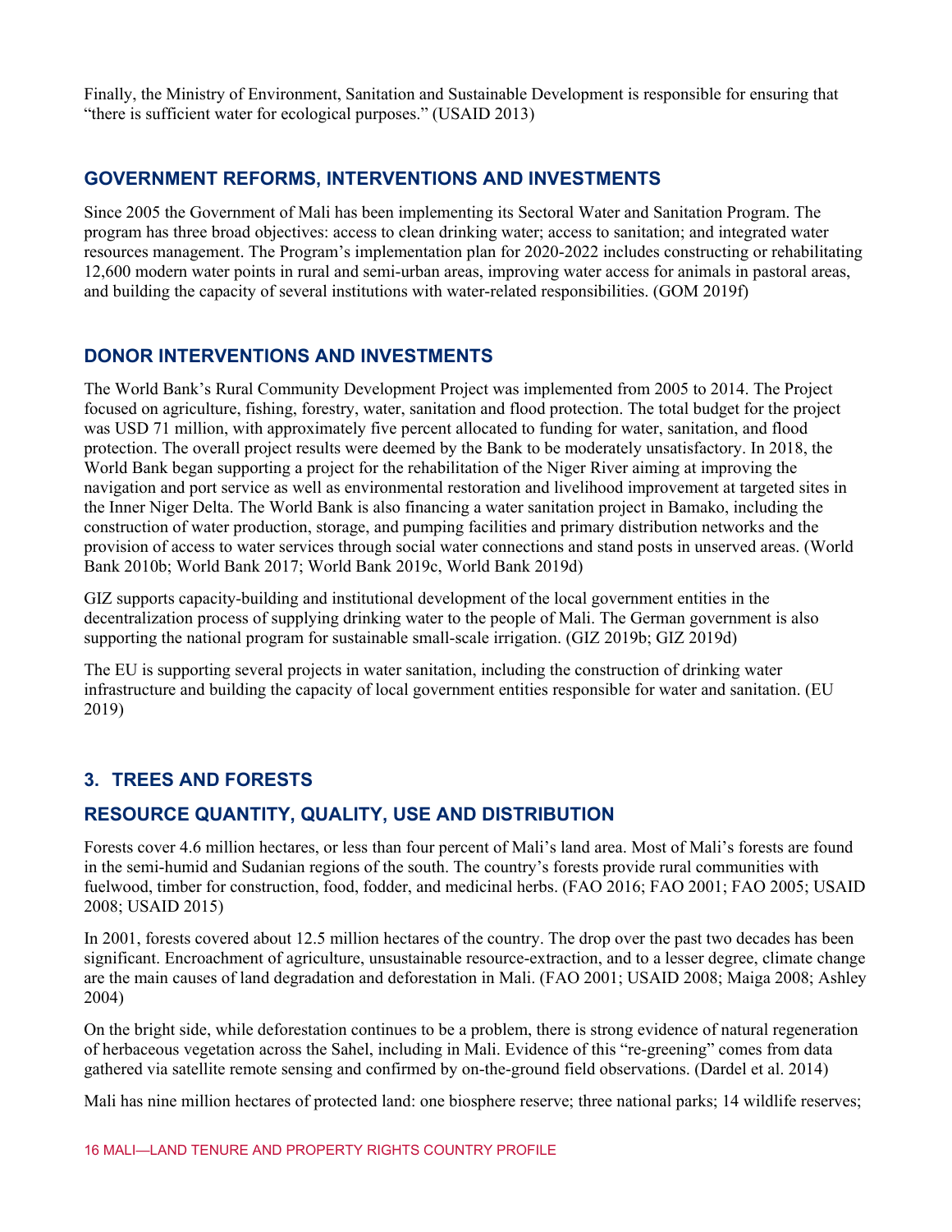Finally, the Ministry of Environment, Sanitation and Sustainable Development is responsible for ensuring that "there is sufficient water for ecological purposes." (USAID 2013)

## GOVERNMENT REFORMS, INTERVENTIONS AND INVESTMENTS

Since 2005 the Government of Mali has been implementing its Sectoral Water and Sanitation Program. The program has three broad objectives: access to clean drinking water; access to sanitation; and integrated water resources management. The Program's implementation plan for 2020-2022 includes constructing or rehabilitating 12,600 modern water points in rural and semi-urban areas, improving water access for animals in pastoral areas, and building the capacity of several institutions with water-related responsibilities. (GOM 2019f)

## DONOR INTERVENTIONS AND INVESTMENTS

The World Bank's Rural Community Development Project was implemented from 2005 to 2014. The Project focused on agriculture, fishing, forestry, water, sanitation and flood protection. The total budget for the project was USD 71 million, with approximately five percent allocated to funding for water, sanitation, and flood protection. The overall project results were deemed by the Bank to be moderately unsatisfactory. In 2018, the World Bank began supporting a project for the rehabilitation of the Niger River aiming at improving the navigation and port service as well as environmental restoration and livelihood improvement at targeted sites in the Inner Niger Delta. The World Bank is also financing a water sanitation project in Bamako, including the construction of water production, storage, and pumping facilities and primary distribution networks and the provision of access to water services through social water connections and stand posts in unserved areas. (World Bank 2010b; World Bank 2017; World Bank 2019c, World Bank 2019d)

GIZ supports capacity-building and institutional development of the local government entities in the decentralization process of supplying drinking water to the people of Mali. The German government is also supporting the national program for sustainable small-scale irrigation. (GIZ 2019b; GIZ 2019d)

The EU is supporting several projects in water sanitation, including the construction of drinking water infrastructure and building the capacity of local government entities responsible for water and sanitation. (EU 2019)

# 3. TREES AND FORESTS

## RESOURCE QUANTITY, QUALITY, USE AND DISTRIBUTION

Forests cover 4.6 million hectares, or less than four percent of Mali's land area. Most of Mali's forests are found in the semi-humid and Sudanian regions of the south. The country's forests provide rural communities with fuelwood, timber for construction, food, fodder, and medicinal herbs. (FAO 2016; FAO 2001; FAO 2005; USAID 2008; USAID 2015)

In 2001, forests covered about 12.5 million hectares of the country. The drop over the past two decades has been significant. Encroachment of agriculture, unsustainable resource-extraction, and to a lesser degree, climate change are the main causes of land degradation and deforestation in Mali. (FAO 2001; USAID 2008; Maiga 2008; Ashley 2004)

On the bright side, while deforestation continues to be a problem, there is strong evidence of natural regeneration of herbaceous vegetation across the Sahel, including in Mali. Evidence of this "re-greening" comes from data gathered via satellite remote sensing and confirmed by on-the-ground field observations. (Dardel et al. 2014)

Mali has nine million hectares of protected land: one biosphere reserve; three national parks; 14 wildlife reserves;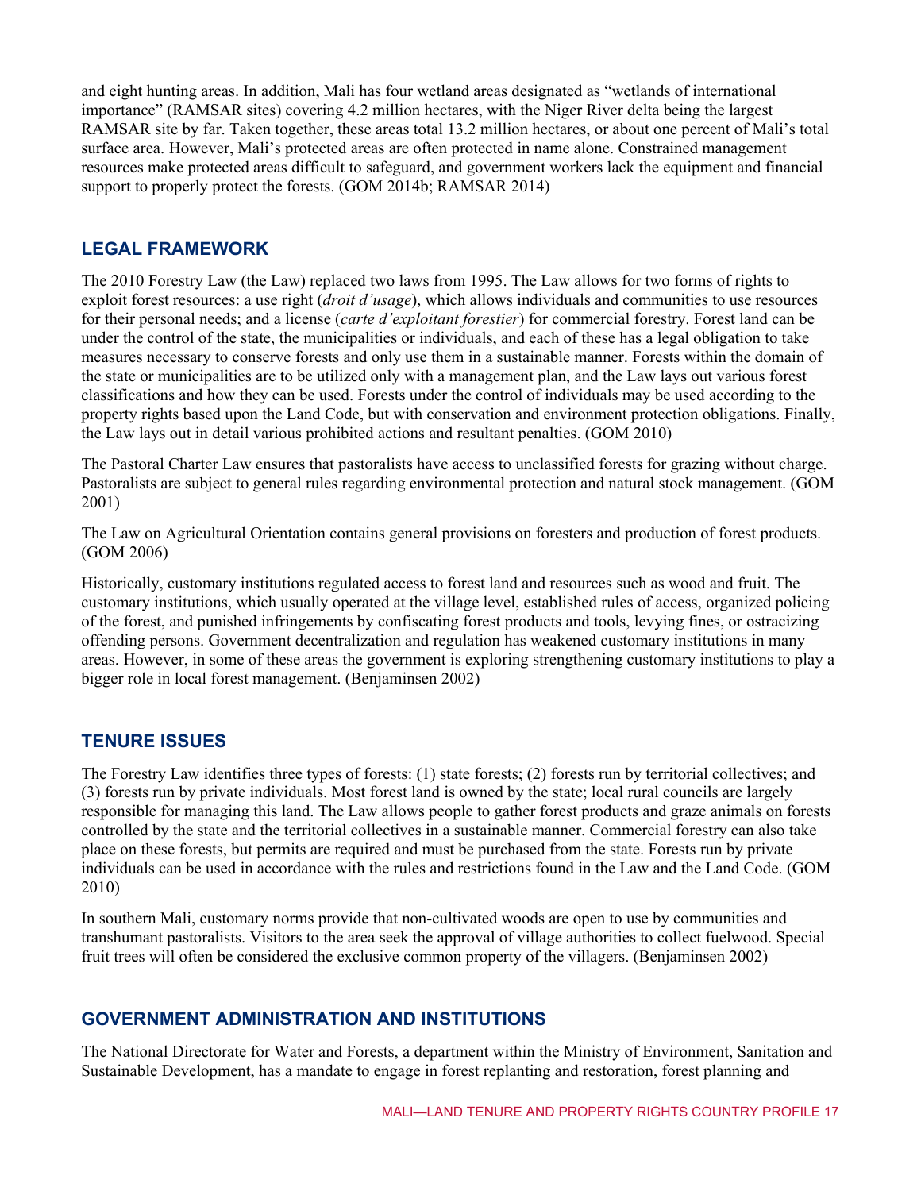and eight hunting areas. In addition, Mali has four wetland areas designated as "wetlands of international importance" (RAMSAR sites) covering 4.2 million hectares, with the Niger River delta being the largest RAMSAR site by far. Taken together, these areas total 13.2 million hectares, or about one percent of Mali's total surface area. However, Mali's protected areas are often protected in name alone. Constrained management resources make protected areas difficult to safeguard, and government workers lack the equipment and financial support to properly protect the forests. (GOM 2014b; RAMSAR 2014)

## LEGAL FRAMEWORK

The 2010 Forestry Law (the Law) replaced two laws from 1995. The Law allows for two forms of rights to exploit forest resources: a use right (*droit d'usage*), which allows individuals and communities to use resources for their personal needs; and a license (*carte d'exploitant forestier*) for commercial forestry. Forest land can be under the control of the state, the municipalities or individuals, and each of these has a legal obligation to take measures necessary to conserve forests and only use them in a sustainable manner. Forests within the domain of the state or municipalities are to be utilized only with a management plan, and the Law lays out various forest classifications and how they can be used. Forests under the control of individuals may be used according to the property rights based upon the Land Code, but with conservation and environment protection obligations. Finally, the Law lays out in detail various prohibited actions and resultant penalties. (GOM 2010)

The Pastoral Charter Law ensures that pastoralists have access to unclassified forests for grazing without charge. Pastoralists are subject to general rules regarding environmental protection and natural stock management. (GOM 2001)

The Law on Agricultural Orientation contains general provisions on foresters and production of forest products. (GOM 2006)

Historically, customary institutions regulated access to forest land and resources such as wood and fruit. The customary institutions, which usually operated at the village level, established rules of access, organized policing of the forest, and punished infringements by confiscating forest products and tools, levying fines, or ostracizing offending persons. Government decentralization and regulation has weakened customary institutions in many areas. However, in some of these areas the government is exploring strengthening customary institutions to play a bigger role in local forest management. (Benjaminsen 2002)

## TENURE ISSUES

The Forestry Law identifies three types of forests: (1) state forests; (2) forests run by territorial collectives; and (3) forests run by private individuals. Most forest land is owned by the state; local rural councils are largely responsible for managing this land. The Law allows people to gather forest products and graze animals on forests controlled by the state and the territorial collectives in a sustainable manner. Commercial forestry can also take place on these forests, but permits are required and must be purchased from the state. Forests run by private individuals can be used in accordance with the rules and restrictions found in the Law and the Land Code. (GOM 2010)

In southern Mali, customary norms provide that non-cultivated woods are open to use by communities and transhumant pastoralists. Visitors to the area seek the approval of village authorities to collect fuelwood. Special fruit trees will often be considered the exclusive common property of the villagers. (Benjaminsen 2002)

## GOVERNMENT ADMINISTRATION AND INSTITUTIONS

The National Directorate for Water and Forests, a department within the Ministry of Environment, Sanitation and Sustainable Development, has a mandate to engage in forest replanting and restoration, forest planning and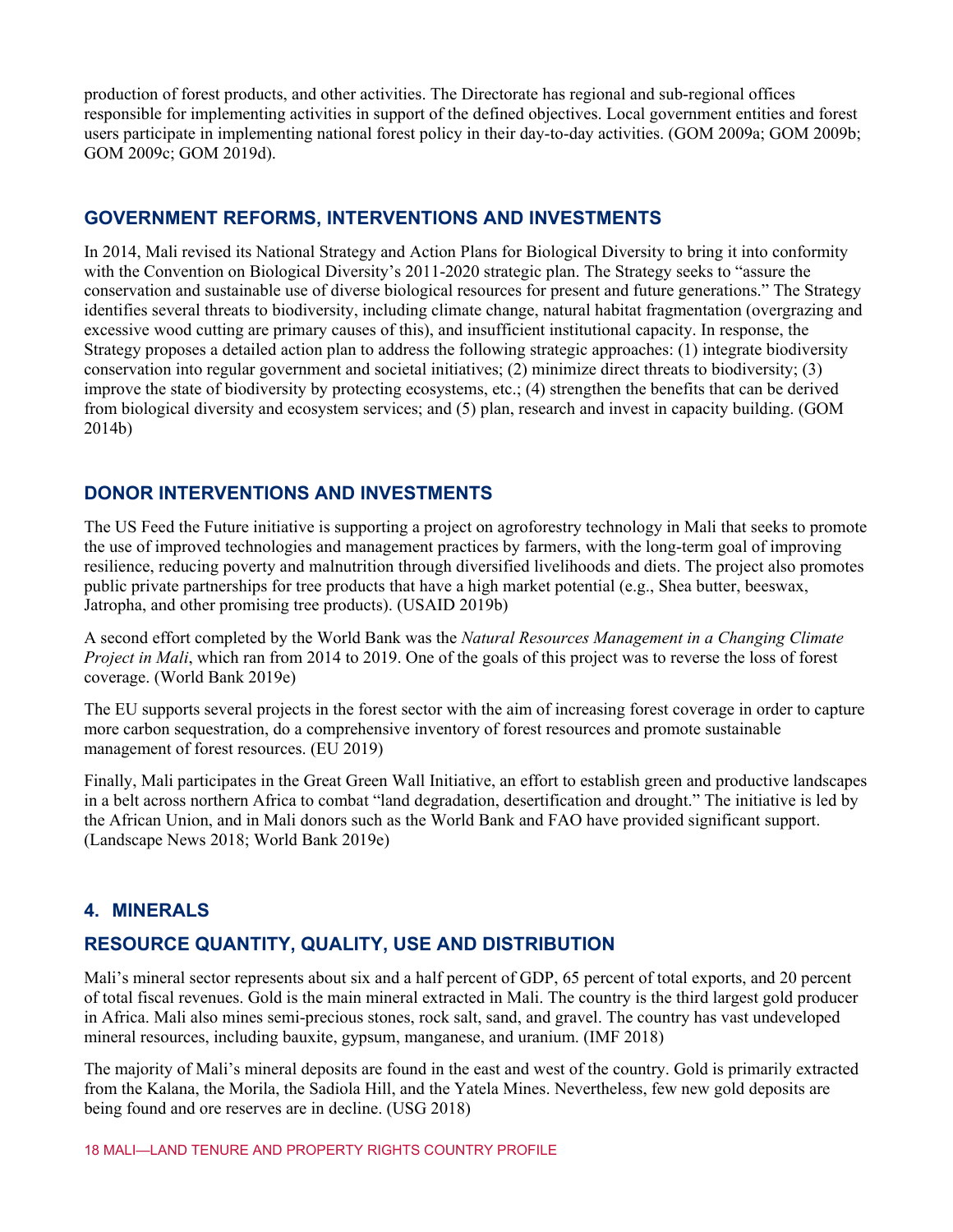production of forest products, and other activities. The Directorate has regional and sub-regional offices responsible for implementing activities in support of the defined objectives. Local government entities and forest users participate in implementing national forest policy in their day-to-day activities. (GOM 2009a; GOM 2009b; GOM 2009c; GOM 2019d).

## GOVERNMENT REFORMS, INTERVENTIONS AND INVESTMENTS

In 2014, Mali revised its National Strategy and Action Plans for Biological Diversity to bring it into conformity with the Convention on Biological Diversity's 2011-2020 strategic plan. The Strategy seeks to "assure the conservation and sustainable use of diverse biological resources for present and future generations." The Strategy identifies several threats to biodiversity, including climate change, natural habitat fragmentation (overgrazing and excessive wood cutting are primary causes of this), and insufficient institutional capacity. In response, the Strategy proposes a detailed action plan to address the following strategic approaches: (1) integrate biodiversity conservation into regular government and societal initiatives; (2) minimize direct threats to biodiversity; (3) improve the state of biodiversity by protecting ecosystems, etc.; (4) strengthen the benefits that can be derived from biological diversity and ecosystem services; and (5) plan, research and invest in capacity building. (GOM 2014b)

## DONOR INTERVENTIONS AND INVESTMENTS

The US Feed the Future initiative is supporting a project on agroforestry technology in Mali that seeks to promote the use of improved technologies and management practices by farmers, with the long-term goal of improving resilience, reducing poverty and malnutrition through diversified livelihoods and diets. The project also promotes public private partnerships for tree products that have a high market potential (e.g., Shea butter, beeswax, Jatropha, and other promising tree products). (USAID 2019b)

A second effort completed by the World Bank was the *Natural Resources Management in a Changing Climate Project in Mali*, which ran from 2014 to 2019. One of the goals of this project was to reverse the loss of forest coverage. (World Bank 2019e)

The EU supports several projects in the forest sector with the aim of increasing forest coverage in order to capture more carbon sequestration, do a comprehensive inventory of forest resources and promote sustainable management of forest resources. (EU 2019)

Finally, Mali participates in the Great Green Wall Initiative, an effort to establish green and productive landscapes in a belt across northern Africa to combat "land degradation, desertification and drought." The initiative is led by the African Union, and in Mali donors such as the World Bank and FAO have provided significant support. (Landscape News 2018; World Bank 2019e)

# 4. MINERALS

## RESOURCE QUANTITY, QUALITY, USE AND DISTRIBUTION

Mali's mineral sector represents about six and a half percent of GDP, 65 percent of total exports, and 20 percent of total fiscal revenues. Gold is the main mineral extracted in Mali. The country is the third largest gold producer in Africa. Mali also mines semi-precious stones, rock salt, sand, and gravel. The country has vast undeveloped mineral resources, including bauxite, gypsum, manganese, and uranium. (IMF 2018)

The majority of Mali's mineral deposits are found in the east and west of the country. Gold is primarily extracted from the Kalana, the Morila, the Sadiola Hill, and the Yatela Mines. Nevertheless, few new gold deposits are being found and ore reserves are in decline. (USG 2018)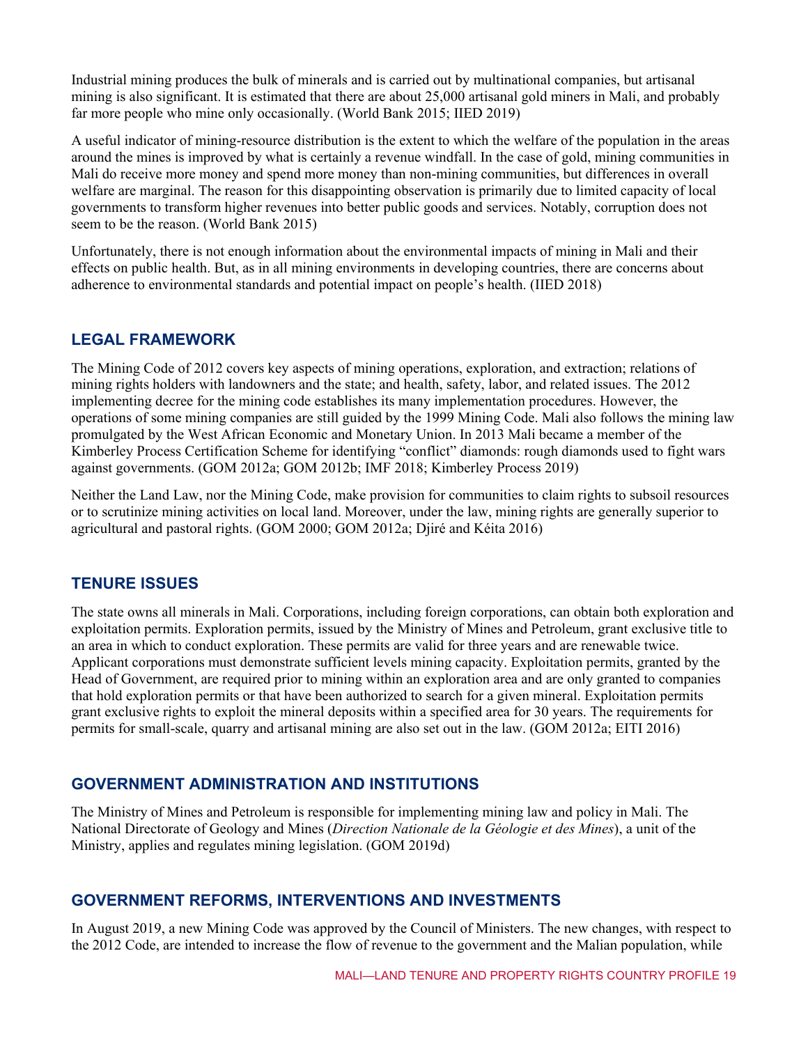Industrial mining produces the bulk of minerals and is carried out by multinational companies, but artisanal mining is also significant. It is estimated that there are about 25,000 artisanal gold miners in Mali, and probably far more people who mine only occasionally. (World Bank 2015; IIED 2019)

A useful indicator of mining-resource distribution is the extent to which the welfare of the population in the areas around the mines is improved by what is certainly a revenue windfall. In the case of gold, mining communities in Mali do receive more money and spend more money than non-mining communities, but differences in overall welfare are marginal. The reason for this disappointing observation is primarily due to limited capacity of local governments to transform higher revenues into better public goods and services. Notably, corruption does not seem to be the reason. (World Bank 2015)

Unfortunately, there is not enough information about the environmental impacts of mining in Mali and their effects on public health. But, as in all mining environments in developing countries, there are concerns about adherence to environmental standards and potential impact on people's health. (IIED 2018)

## LEGAL FRAMEWORK

The Mining Code of 2012 covers key aspects of mining operations, exploration, and extraction; relations of mining rights holders with landowners and the state; and health, safety, labor, and related issues. The 2012 implementing decree for the mining code establishes its many implementation procedures. However, the operations of some mining companies are still guided by the 1999 Mining Code. Mali also follows the mining law promulgated by the West African Economic and Monetary Union. In 2013 Mali became a member of the Kimberley Process Certification Scheme for identifying "conflict" diamonds: rough diamonds used to fight wars against governments. (GOM 2012a; GOM 2012b; IMF 2018; Kimberley Process 2019)

Neither the Land Law, nor the Mining Code, make provision for communities to claim rights to subsoil resources or to scrutinize mining activities on local land. Moreover, under the law, mining rights are generally superior to agricultural and pastoral rights. (GOM 2000; GOM 2012a; Djiré and Kéita 2016)

## TENURE ISSUES

The state owns all minerals in Mali. Corporations, including foreign corporations, can obtain both exploration and exploitation permits. Exploration permits, issued by the Ministry of Mines and Petroleum, grant exclusive title to an area in which to conduct exploration. These permits are valid for three years and are renewable twice. Applicant corporations must demonstrate sufficient levels mining capacity. Exploitation permits, granted by the Head of Government, are required prior to mining within an exploration area and are only granted to companies that hold exploration permits or that have been authorized to search for a given mineral. Exploitation permits grant exclusive rights to exploit the mineral deposits within a specified area for 30 years. The requirements for permits for small-scale, quarry and artisanal mining are also set out in the law. (GOM 2012a; EITI 2016)

## GOVERNMENT ADMINISTRATION AND INSTITUTIONS

The Ministry of Mines and Petroleum is responsible for implementing mining law and policy in Mali. The National Directorate of Geology and Mines (*Direction Nationale de la Géologie et des Mines*), a unit of the Ministry, applies and regulates mining legislation. (GOM 2019d)

## GOVERNMENT REFORMS, INTERVENTIONS AND INVESTMENTS

In August 2019, a new Mining Code was approved by the Council of Ministers. The new changes, with respect to the 2012 Code, are intended to increase the flow of revenue to the government and the Malian population, while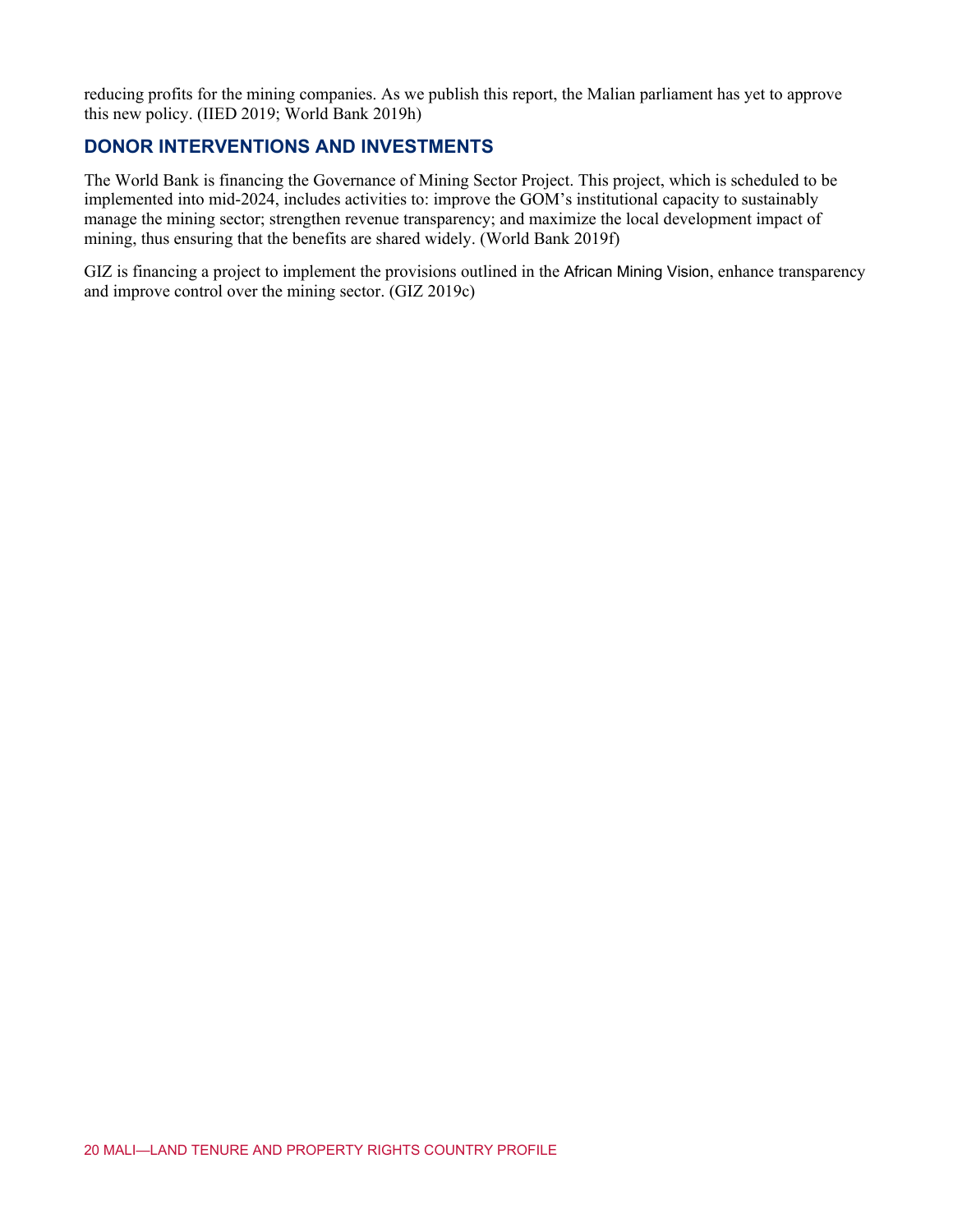reducing profits for the mining companies. As we publish this report, the Malian parliament has yet to approve this new policy. (IIED 2019; World Bank 2019h)

## DONOR INTERVENTIONS AND INVESTMENTS

The World Bank is financing the Governance of Mining Sector Project. This project, which is scheduled to be implemented into mid-2024, includes activities to: improve the GOM's institutional capacity to sustainably manage the mining sector; strengthen revenue transparency; and maximize the local development impact of mining, thus ensuring that the benefits are shared widely. (World Bank 2019f)

GIZ is financing a project to implement the provisions outlined in the African Mining Vision, enhance transparency and improve control over the mining sector. (GIZ 2019c)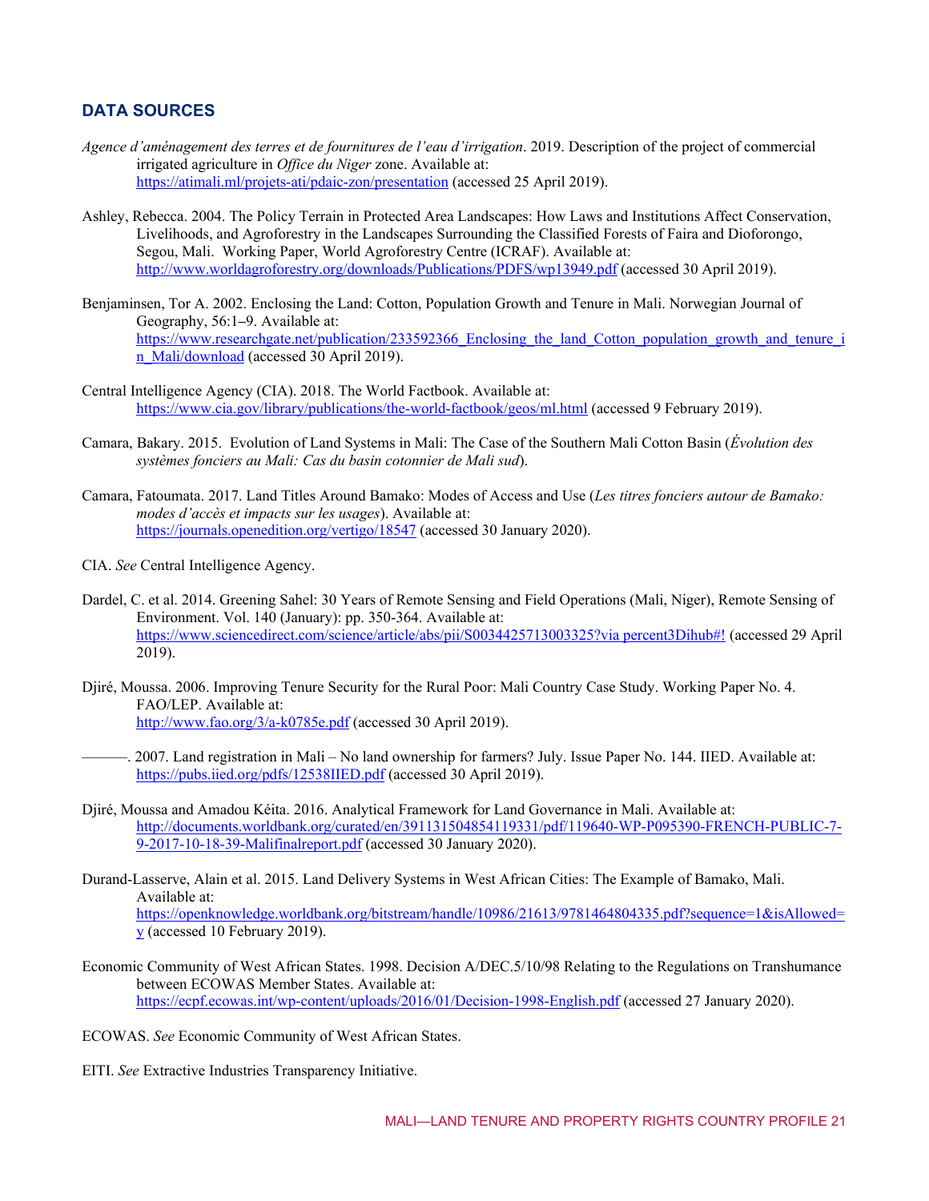## DATA SOURCES

*Agence d'aménagement des terres et de fournitures de l'eau d'irrigation*. 2019. Description of the project of commercial irrigated agriculture in *Office du Niger* zone. Available at: https://atimali.ml/projets-ati/pdaic-zon/presentation (accessed 25 April 2019).

Ashley, Rebecca. 2004. The Policy Terrain in Protected Area Landscapes: How Laws and Institutions Affect Conservation, Livelihoods, and Agroforestry in the Landscapes Surrounding the Classified Forests of Faira and Dioforongo, Segou, Mali. Working Paper, World Agroforestry Centre (ICRAF). Available at: http://www.worldagroforestry.org/downloads/Publications/PDFS/wp13949.pdf (accessed 30 April 2019).

Benjaminsen, Tor A. 2002. Enclosing the Land: Cotton, Population Growth and Tenure in Mali. Norwegian Journal of Geography, 56:1–9. Available at: https://www.researchgate.net/publication/233592366_Enclosing_the_land_Cotton_population_growth_and_tenure_in_Mali/download (accessed 30 April 2019).

Central Intelligence Agency (CIA). 2018. The World Factbook. Available at: https://www.cia.gov/library/publications/the-world-factbook/geos/ml.html (accessed 9 February 2019).

Camara, Bakary. 2015. Evolution of Land Systems in Mali: The Case of the Southern Mali Cotton Basin (*Évolution des systèmes fonciers au Mali: Cas du basin cotonnier de Mali sud*).

Camara, Fatoumata. 2017. Land Titles Around Bamako: Modes of Access and Use (*Les titres fonciers autour de Bamako: modes d'accès et impacts sur les usages*). Available at: https://journals.openedition.org/vertigo/18547 (accessed 30 January 2020).

CIA. *See* Central Intelligence Agency.

Dardel, C. et al. 2014. Greening Sahel: 30 Years of Remote Sensing and Field Operations (Mali, Niger), Remote Sensing of Environment. Vol. 140 (January): pp. 350-364. Available at: https://www.sciencedirect.com/science/article/abs/pii/S0034425713003325?via percent3Dihub#! (accessed 29 April 2019).

Djiré, Moussa. 2006. Improving Tenure Security for the Rural Poor: Mali Country Case Study. Working Paper No. 4. FAO/LEP. Available at: http://www.fao.org/3/a-k0785e.pdf (accessed 30 April 2019).

———. 2007. Land registration in Mali – No land ownership for farmers? July. Issue Paper No. 144. IIED. Available at: https://pubs.iied.org/pdfs/12538IIED.pdf (accessed 30 April 2019).

Djiré, Moussa and Amadou Kéita. 2016. Analytical Framework for Land Governance in Mali. Available at: http://documents.worldbank.org/curated/en/391131504854119331/pdf/119640-WP-P095390-FRENCH-PUBLIC-7-9-2017-10-18-39-Malifinalreport.pdf (accessed 30 January 2020).

Durand-Lasserve, Alain et al. 2015. Land Delivery Systems in West African Cities: The Example of Bamako, Mali. Available at: https://openknowledge.worldbank.org/bitstream/handle/10986/21613/9781464804335.pdf?sequence=1&isAllowed=y (accessed 10 February 2019).

Economic Community of West African States. 1998. Decision A/DEC.5/10/98 Relating to the Regulations on Transhumance between ECOWAS Member States. Available at: https://ecpf.ecowas.int/wp-content/uploads/2016/01/Decision-1998-English.pdf (accessed 27 January 2020).

ECOWAS. *See* Economic Community of West African States.

EITI. *See* Extractive Industries Transparency Initiative.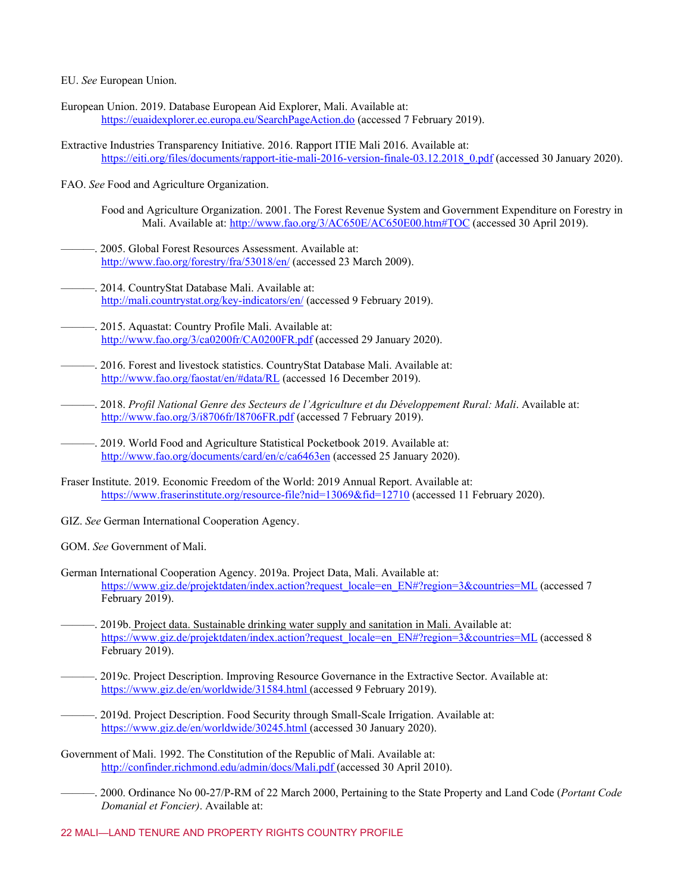EU. *See* European Union.

European Union. 2019. Database European Aid Explorer, Mali. Available at: https://euaidexplorer.ec.europa.eu/SearchPageAction.do (accessed 7 February 2019).

Extractive Industries Transparency Initiative. 2016. Rapport ITIE Mali 2016. Available at: https://eiti.org/files/documents/rapport-itie-mali-2016-version-finale-03.12.2018_0.pdf (accessed 30 January 2020).

FAO. *See* Food and Agriculture Organization.

Food and Agriculture Organization. 2001. The Forest Revenue System and Government Expenditure on Forestry in Mali. Available at: http://www.fao.org/3/AC650E/AC650E00.htm#TOC (accessed 30 April 2019).

———. 2005. Global Forest Resources Assessment. Available at: http://www.fao.org/forestry/fra/53018/en/ (accessed 23 March 2009).

———. 2014. CountryStat Database Mali. Available at: http://mali.countrystat.org/key-indicators/en/ (accessed 9 February 2019).

———. 2015. Aquastat: Country Profile Mali. Available at: http://www.fao.org/3/ca0200fr/CA0200FR.pdf (accessed 29 January 2020).

———. 2016. Forest and livestock statistics. CountryStat Database Mali. Available at: http://www.fao.org/faostat/en/#data/RL (accessed 16 December 2019).

———. 2018. *Profil National Genre des Secteurs de l'Agriculture et du Développement Rural: Mali*. Available at: http://www.fao.org/3/i8706fr/I8706FR.pdf (accessed 7 February 2019).

———. 2019. World Food and Agriculture Statistical Pocketbook 2019. Available at: http://www.fao.org/documents/card/en/c/ca6463en (accessed 25 January 2020).

Fraser Institute. 2019. Economic Freedom of the World: 2019 Annual Report. Available at: https://www.fraserinstitute.org/resource-file?nid=13069&fid=12710 (accessed 11 February 2020).

GIZ. *See* German International Cooperation Agency.

GOM. *See* Government of Mali.

German International Cooperation Agency. 2019a. Project Data, Mali. Available at: https://www.giz.de/projektdaten/index.action?request_locale=en_EN#?region=3&countries=ML (accessed 7 February 2019).

———. 2019b. Project data. Sustainable drinking water supply and sanitation in Mali. Available at: https://www.giz.de/projektdaten/index.action?request_locale=en_EN#?region=3&countries=ML (accessed 8 February 2019).

———. 2019c. Project Description. Improving Resource Governance in the Extractive Sector. Available at: https://www.giz.de/en/worldwide/31584.html (accessed 9 February 2019).

———. 2019d. Project Description. Food Security through Small-Scale Irrigation. Available at: https://www.giz.de/en/worldwide/30245.html (accessed 30 January 2020).

Government of Mali. 1992. The Constitution of the Republic of Mali. Available at: http://confinder.richmond.edu/admin/docs/Mali.pdf (accessed 30 April 2010).

———. 2000. Ordinance No 00-27/P-RM of 22 March 2000, Pertaining to the State Property and Land Code (*Portant Code Domanial et Foncier)*. Available at: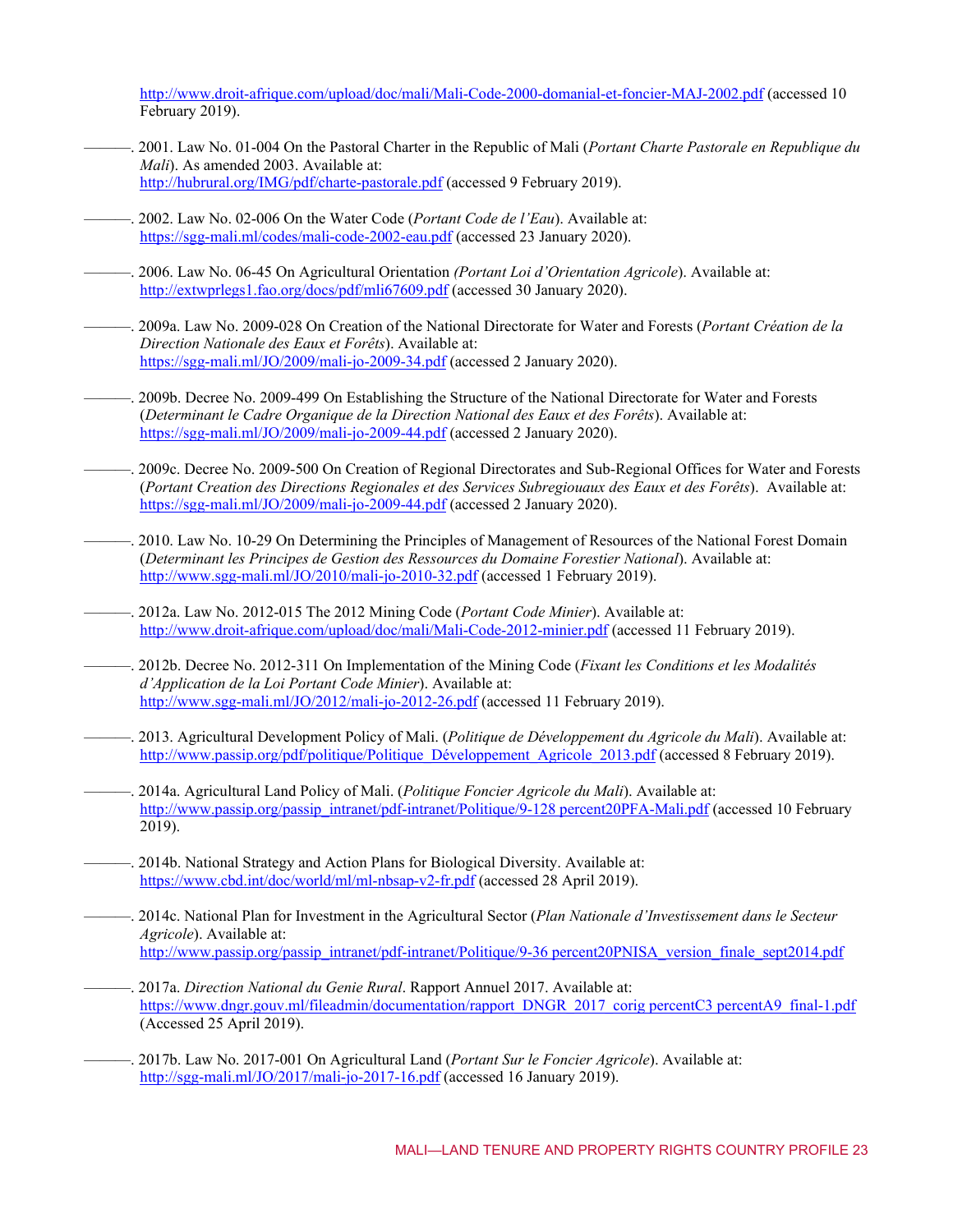http://www.droit-afrique.com/upload/doc/mali/Mali-Code-2000-domanial-et-foncier-MAJ-2002.pdf (accessed 10 February 2019).

———. 2001. Law No. 01-004 On the Pastoral Charter in the Republic of Mali (*Portant Charte Pastorale en Republique du Mali*). As amended 2003. Available at: http://hubrural.org/IMG/pdf/charte-pastorale.pdf (accessed 9 February 2019).

———. 2002. Law No. 02-006 On the Water Code (*Portant Code de l'Eau*). Available at: https://sgg-mali.ml/codes/mali-code-2002-eau.pdf (accessed 23 January 2020).

———. 2006. Law No. 06-45 On Agricultural Orientation *(Portant Loi d'Orientation Agricole*). Available at: http://extwprlegs1.fao.org/docs/pdf/mli67609.pdf (accessed 30 January 2020).

———. 2009a. Law No. 2009-028 On Creation of the National Directorate for Water and Forests (*Portant Création de la Direction Nationale des Eaux et Forêts*). Available at: https://sgg-mali.ml/JO/2009/mali-jo-2009-34.pdf (accessed 2 January 2020).

———. 2009b. Decree No. 2009-499 On Establishing the Structure of the National Directorate for Water and Forests (*Determinant le Cadre Organique de la Direction National des Eaux et des Forêts*). Available at: https://sgg-mali.ml/JO/2009/mali-jo-2009-44.pdf (accessed 2 January 2020).

———. 2009c. Decree No. 2009-500 On Creation of Regional Directorates and Sub-Regional Offices for Water and Forests (*Portant Creation des Directions Regionales et des Services Subregiouaux des Eaux et des Forêts*). Available at: https://sgg-mali.ml/JO/2009/mali-jo-2009-44.pdf (accessed 2 January 2020).

———. 2010. Law No. 10-29 On Determining the Principles of Management of Resources of the National Forest Domain (*Determinant les Principes de Gestion des Ressources du Domaine Forestier National*). Available at: http://www.sgg-mali.ml/JO/2010/mali-jo-2010-32.pdf (accessed 1 February 2019).

———. 2012a. Law No. 2012-015 The 2012 Mining Code (*Portant Code Minier*). Available at: http://www.droit-afrique.com/upload/doc/mali/Mali-Code-2012-minier.pdf (accessed 11 February 2019).

———. 2012b. Decree No. 2012-311 On Implementation of the Mining Code (*Fixant les Conditions et les Modalités d'Application de la Loi Portant Code Minier*). Available at: http://www.sgg-mali.ml/JO/2012/mali-jo-2012-26.pdf (accessed 11 February 2019).

———. 2013. Agricultural Development Policy of Mali. (*Politique de Développement du Agricole du Mali*). Available at: http://www.passip.org/pdf/politique/Politique_Développement_Agricole_2013.pdf (accessed 8 February 2019).

———. 2014a. Agricultural Land Policy of Mali. (*Politique Foncier Agricole du Mali*). Available at: http://www.passip.org/passip_intranet/pdf-intranet/Politique/9-128 percent20PFA-Mali.pdf (accessed 10 February 2019).

———. 2014b. National Strategy and Action Plans for Biological Diversity. Available at: https://www.cbd.int/doc/world/ml/ml-nbsap-v2-fr.pdf (accessed 28 April 2019).

———. 2014c. National Plan for Investment in the Agricultural Sector (*Plan Nationale d'Investissement dans le Secteur Agricole*). Available at: http://www.passip.org/passip_intranet/pdf-intranet/Politique/9-36 percent20PNISA_version_finale_sept2014.pdf

———. 2017a. *Direction National du Genie Rural*. Rapport Annuel 2017. Available at: https://www.dngr.gouv.ml/fileadmin/documentation/rapport_DNGR_2017_corig percentC3 percentA9_final-1.pdf (Accessed 25 April 2019).

———. 2017b. Law No. 2017-001 On Agricultural Land (*Portant Sur le Foncier Agricole*). Available at: http://sgg-mali.ml/JO/2017/mali-jo-2017-16.pdf (accessed 16 January 2019).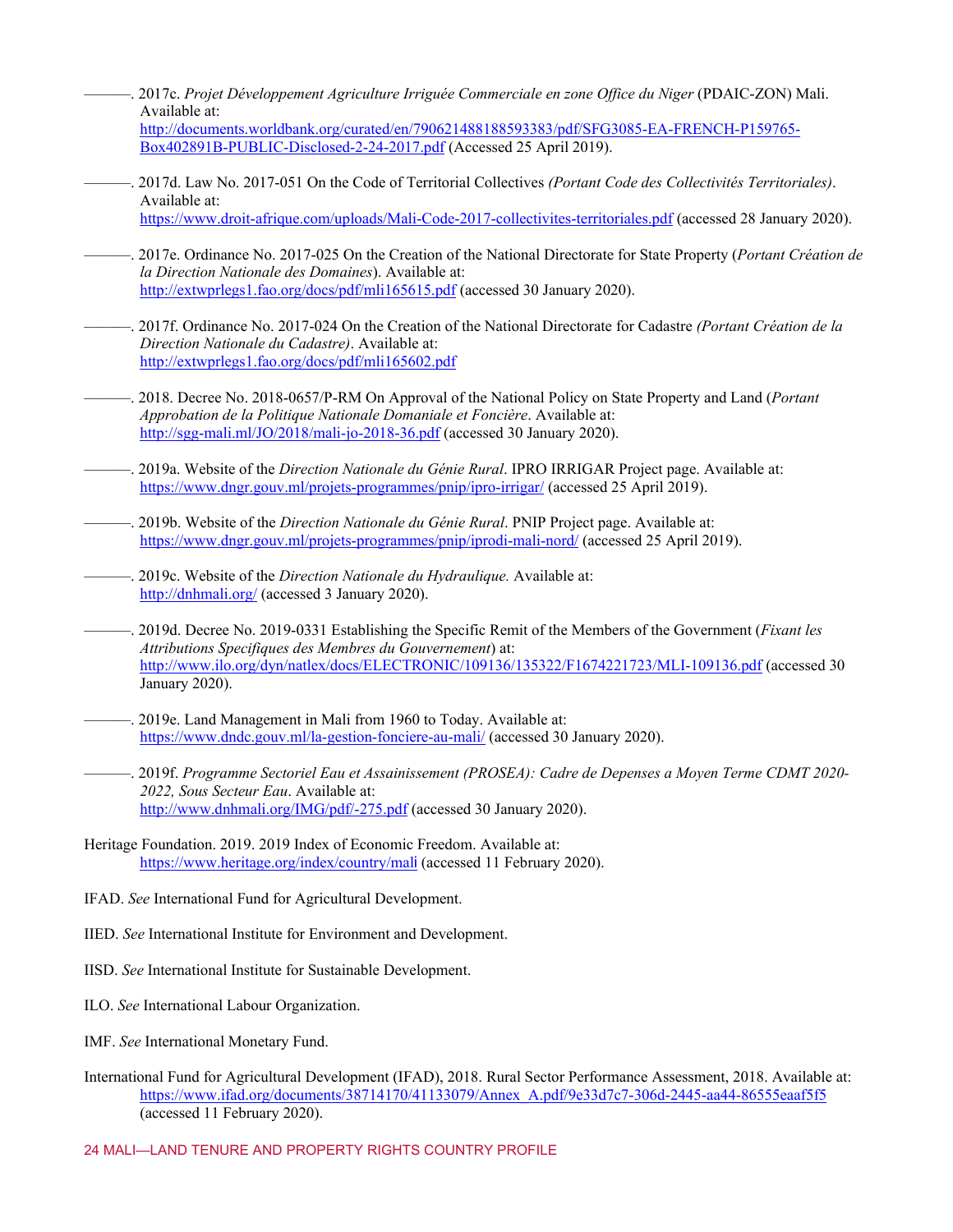———. 2017c. *Projet Développement Agriculture Irriguée Commerciale en zone Office du Niger* (PDAIC-ZON) Mali. Available at: http://documents.worldbank.org/curated/en/790621488188593383/pdf/SFG3085-EA-FRENCH-P159765-Box402891B-PUBLIC-Disclosed-2-24-2017.pdf (Accessed 25 April 2019).

———. 2017d. Law No. 2017-051 On the Code of Territorial Collectives *(Portant Code des Collectivités Territoriales)*. Available at: https://www.droit-afrique.com/uploads/Mali-Code-2017-collectivites-territoriales.pdf (accessed 28 January 2020).

———. 2017e. Ordinance No. 2017-025 On the Creation of the National Directorate for State Property (*Portant Création de la Direction Nationale des Domaines*). Available at: http://extwprlegs1.fao.org/docs/pdf/mli165615.pdf (accessed 30 January 2020).

———. 2017f. Ordinance No. 2017-024 On the Creation of the National Directorate for Cadastre *(Portant Création de la Direction Nationale du Cadastre)*. Available at: http://extwprlegs1.fao.org/docs/pdf/mli165602.pdf

———. 2018. Decree No. 2018-0657/P-RM On Approval of the National Policy on State Property and Land (*Portant Approbation de la Politique Nationale Domaniale et Foncière*. Available at: http://sgg-mali.ml/JO/2018/mali-jo-2018-36.pdf (accessed 30 January 2020).

———. 2019a. Website of the *Direction Nationale du Génie Rural*. IPRO IRRIGAR Project page. Available at: https://www.dngr.gouv.ml/projets-programmes/pnip/ipro-irrigar/ (accessed 25 April 2019).

———. 2019b. Website of the *Direction Nationale du Génie Rural*. PNIP Project page. Available at: https://www.dngr.gouv.ml/projets-programmes/pnip/iprodi-mali-nord/ (accessed 25 April 2019).

———. 2019c. Website of the *Direction Nationale du Hydraulique.* Available at: http://dnhmali.org/ (accessed 3 January 2020).

———. 2019d. Decree No. 2019-0331 Establishing the Specific Remit of the Members of the Government (*Fixant les Attributions Specifiques des Membres du Gouvernement*) at: http://www.ilo.org/dyn/natlex/docs/ELECTRONIC/109136/135322/F1674221723/MLI-109136.pdf (accessed 30 January 2020).

———. 2019e. Land Management in Mali from 1960 to Today. Available at: https://www.dndc.gouv.ml/la-gestion-fonciere-au-mali/ (accessed 30 January 2020).

———. 2019f. *Programme Sectoriel Eau et Assainissement (PROSEA): Cadre de Depenses a Moyen Terme CDMT 2020-2022, Sous Secteur Eau*. Available at: http://www.dnhmali.org/IMG/pdf/-275.pdf (accessed 30 January 2020).

Heritage Foundation. 2019. 2019 Index of Economic Freedom. Available at: https://www.heritage.org/index/country/mali (accessed 11 February 2020).

IFAD. *See* International Fund for Agricultural Development.

IIED. *See* International Institute for Environment and Development.

IISD. *See* International Institute for Sustainable Development.

ILO. *See* International Labour Organization.

IMF. *See* International Monetary Fund.

International Fund for Agricultural Development (IFAD), 2018. Rural Sector Performance Assessment, 2018. Available at: https://www.ifad.org/documents/38714170/41133079/Annex_A.pdf/9e33d7c7-306d-2445-aa44-86555eaaf5f5 (accessed 11 February 2020).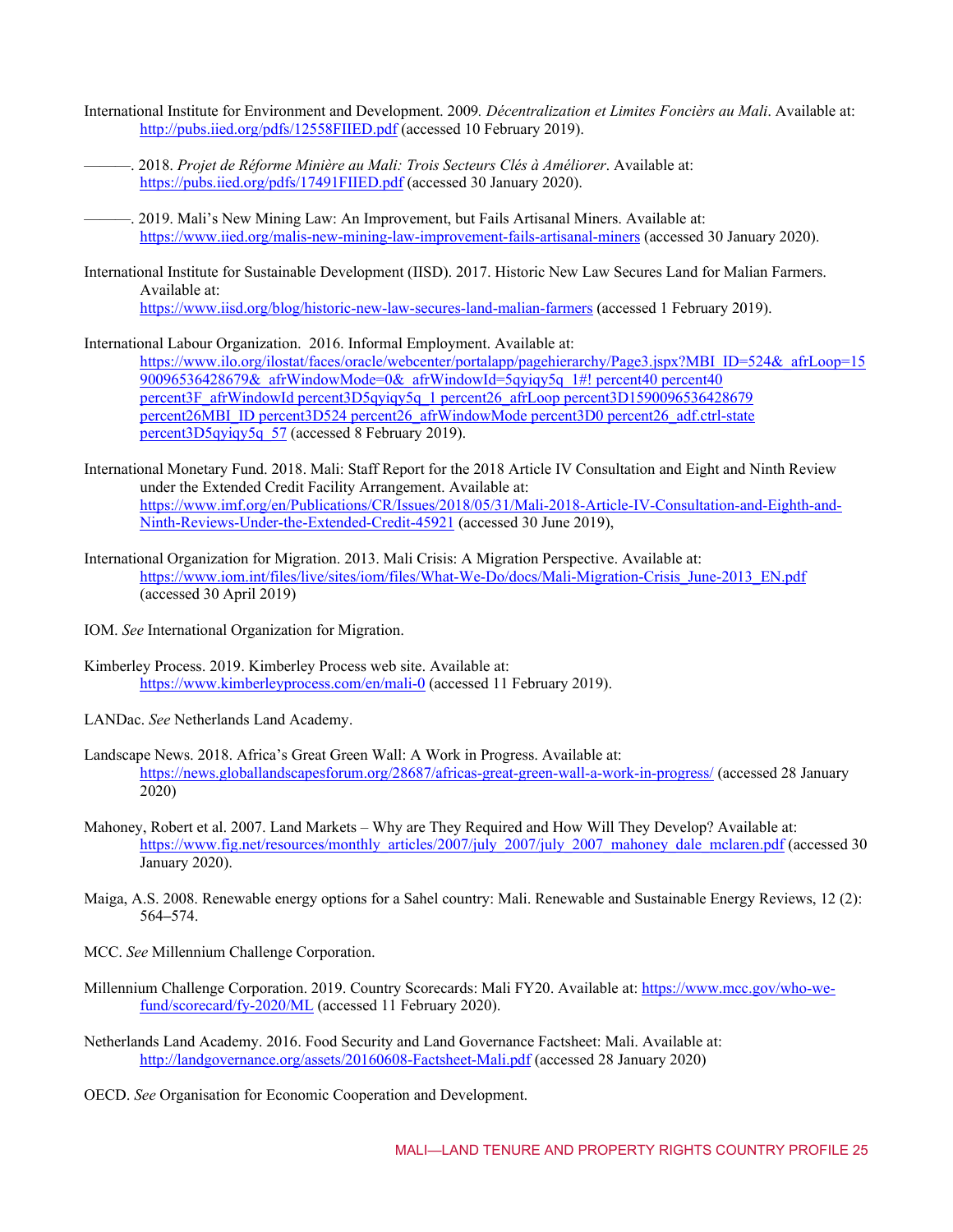International Institute for Environment and Development. 2009. *Décentralization et Limites Fonciers au Mali*. Available at: http://pubs.iied.org/pdfs/12558FIIED.pdf (accessed 10 February 2019).

———. 2018. *Projet de Réforme Minière au Mali: Trois Secteurs Clés à Améliorer*. Available at: https://pubs.iied.org/pdfs/17491FIIED.pdf (accessed 30 January 2020).

———. 2019. Mali's New Mining Law: An Improvement, but Fails Artisanal Miners. Available at: https://www.iied.org/malis-new-mining-law-improvement-fails-artisanal-miners (accessed 30 January 2020).

International Institute for Sustainable Development (IISD). 2017. Historic New Law Secures Land for Malian Farmers. Available at: https://www.iisd.org/blog/historic-new-law-secures-land-malian-farmers (accessed 1 February 2019).

International Labour Organization. 2016. Informal Employment. Available at: https://www.ilo.org/ilostat/faces/oracle/webcenter/portalapp/pagehierarchy/Page3.jspx?MBI_ID=524&_afrLoop=1590096536428679&_afrWindowMode=0&_afrWindowId=5qyiqy5q_1#! percent40 percent40 percent3F_afrWindowId percent3D5qyiqy5q_1 percent26_afrLoop percent3D1590096536428679 percent26MBI_ID percent3D524 percent26_afrWindowMode percent3D0 percent26_adf.ctrl-state percent3D5qyiqy5q_57 (accessed 8 February 2019).

International Monetary Fund. 2018. Mali: Staff Report for the 2018 Article IV Consultation and Eight and Ninth Review under the Extended Credit Facility Arrangement. Available at: https://www.imf.org/en/Publications/CR/Issues/2018/05/31/Mali-2018-Article-IV-Consultation-and-Eighth-and-Ninth-Reviews-Under-the-Extended-Credit-45921 (accessed 30 June 2019),

International Organization for Migration. 2013. Mali Crisis: A Migration Perspective. Available at: https://www.iom.int/files/live/sites/iom/files/What-We-Do/docs/Mali-Migration-Crisis_June-2013_EN.pdf (accessed 30 April 2019)

IOM. *See* International Organization for Migration.

Kimberley Process. 2019. Kimberley Process web site. Available at: https://www.kimberleyprocess.com/en/mali-0 (accessed 11 February 2019).

LANDac. *See* Netherlands Land Academy.

Landscape News. 2018. Africa's Great Green Wall: A Work in Progress. Available at: https://news.globallandscapesforum.org/28687/africas-great-green-wall-a-work-in-progress/ (accessed 28 January 2020)

Mahoney, Robert et al. 2007. Land Markets – Why are They Required and How Will They Develop? Available at: https://www.fig.net/resources/monthly_articles/2007/july_2007/july_2007_mahoney_dale_mclaren.pdf (accessed 30 January 2020).

Maiga, A.S. 2008. Renewable energy options for a Sahel country: Mali. Renewable and Sustainable Energy Reviews, 12 (2): 564–574.

MCC. *See* Millennium Challenge Corporation.

Millennium Challenge Corporation. 2019. Country Scorecards: Mali FY20. Available at: https://www.mcc.gov/who-we-fund/scorecard/fy-2020/ML (accessed 11 February 2020).

Netherlands Land Academy. 2016. Food Security and Land Governance Factsheet: Mali. Available at: http://landgovernance.org/assets/20160608-Factsheet-Mali.pdf (accessed 28 January 2020)

OECD. *See* Organisation for Economic Cooperation and Development.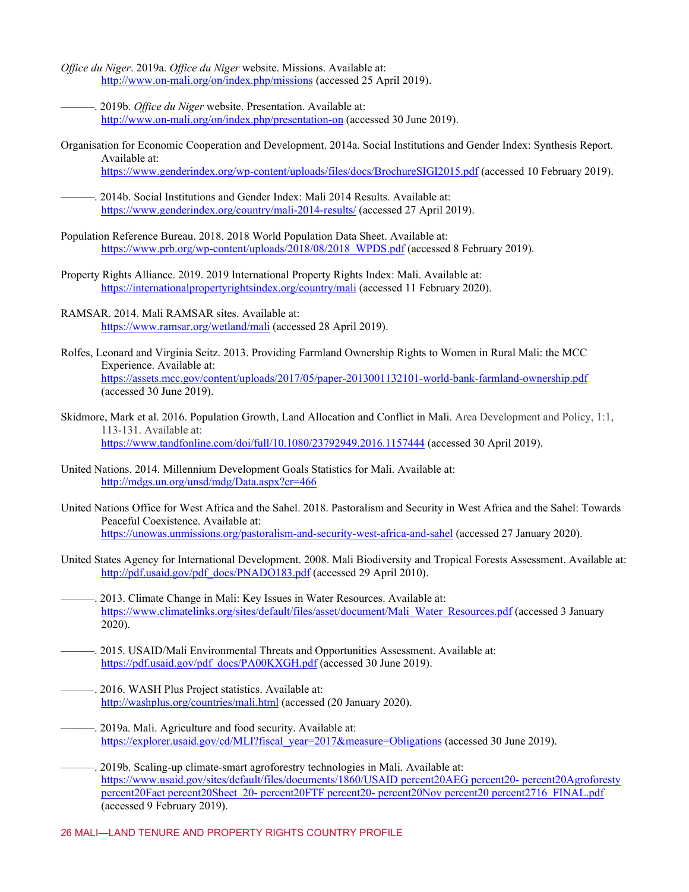*Office du Niger*. 2019a. *Office du Niger* website. Missions. Available at: http://www.on-mali.org/on/index.php/missions (accessed 25 April 2019).

———. 2019b. *Office du Niger* website. Presentation. Available at: http://www.on-mali.org/on/index.php/presentation-on (accessed 30 June 2019).

Organisation for Economic Cooperation and Development. 2014a. Social Institutions and Gender Index: Synthesis Report. Available at: https://www.genderindex.org/wp-content/uploads/files/docs/BrochureSIGI2015.pdf (accessed 10 February 2019).

———. 2014b. Social Institutions and Gender Index: Mali 2014 Results. Available at: https://www.genderindex.org/country/mali-2014-results/ (accessed 27 April 2019).

Population Reference Bureau. 2018. 2018 World Population Data Sheet. Available at: https://www.prb.org/wp-content/uploads/2018/08/2018_WPDS.pdf (accessed 8 February 2019).

Property Rights Alliance. 2019. 2019 International Property Rights Index: Mali. Available at: https://internationalpropertyrightsindex.org/country/mali (accessed 11 February 2020).

RAMSAR. 2014. Mali RAMSAR sites. Available at: https://www.ramsar.org/wetland/mali (accessed 28 April 2019).

Rolfes, Leonard and Virginia Seitz. 2013. Providing Farmland Ownership Rights to Women in Rural Mali: the MCC Experience. Available at: https://assets.mcc.gov/content/uploads/2017/05/paper-2013001132101-world-bank-farmland-ownership.pdf (accessed 30 June 2019).

Skidmore, Mark et al. 2016. Population Growth, Land Allocation and Conflict in Mali. Area Development and Policy, 1:1, 113-131. Available at: https://www.tandfonline.com/doi/full/10.1080/23792949.2016.1157444 (accessed 30 April 2019).

United Nations. 2014. Millennium Development Goals Statistics for Mali. Available at: http://mdgs.un.org/unsd/mdg/Data.aspx?cr=466

United Nations Office for West Africa and the Sahel. 2018. Pastoralism and Security in West Africa and the Sahel: Towards Peaceful Coexistence. Available at: https://unowas.unmissions.org/pastoralism-and-security-west-africa-and-sahel (accessed 27 January 2020).

United States Agency for International Development. 2008. Mali Biodiversity and Tropical Forests Assessment. Available at: http://pdf.usaid.gov/pdf_docs/PNADO183.pdf (accessed 29 April 2010).

———. 2013. Climate Change in Mali: Key Issues in Water Resources. Available at: https://www.climatelinks.org/sites/default/files/asset/document/Mali_Water_Resources.pdf (accessed 3 January 2020).

———. 2015. USAID/Mali Environmental Threats and Opportunities Assessment. Available at: https://pdf.usaid.gov/pdf_docs/PA00KXGH.pdf (accessed 30 June 2019).

———. 2016. WASH Plus Project statistics. Available at: http://washplus.org/countries/mali.html (accessed (20 January 2020).

———. 2019a. Mali. Agriculture and food security. Available at: https://explorer.usaid.gov/cd/MLI?fiscal_year=2017&measure=Obligations (accessed 30 June 2019).

———. 2019b. Scaling-up climate-smart agroforestry technologies in Mali. Available at: https://www.usaid.gov/sites/default/files/documents/1860/USAID percent20AEG percent20- percent20Agroforesty percent20Fact percent20Sheet_20- percent20FTF percent20- percent20Nov percent20 percent2716_FINAL.pdf (accessed 9 February 2019).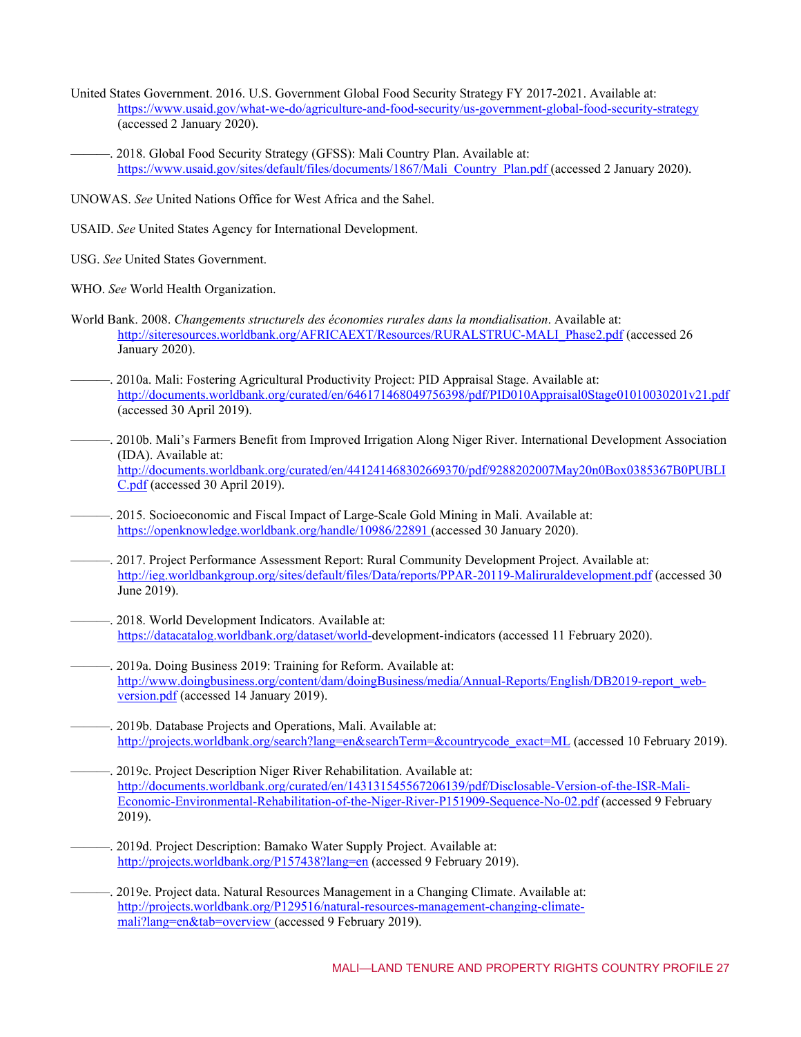United States Government. 2016. U.S. Government Global Food Security Strategy FY 2017-2021. Available at: https://www.usaid.gov/what-we-do/agriculture-and-food-security/us-government-global-food-security-strategy (accessed 2 January 2020).

———. 2018. Global Food Security Strategy (GFSS): Mali Country Plan. Available at: https://www.usaid.gov/sites/default/files/documents/1867/Mali_Country_Plan.pdf (accessed 2 January 2020).

UNOWAS. *See* United Nations Office for West Africa and the Sahel.

USAID. *See* United States Agency for International Development.

USG. *See* United States Government.

WHO. *See* World Health Organization.

World Bank. 2008. *Changements structurels des économies rurales dans la mondialisation*. Available at: http://siteresources.worldbank.org/AFRICAEXT/Resources/RURALSTRUC-MALI_Phase2.pdf (accessed 26 January 2020).

———. 2010a. Mali: Fostering Agricultural Productivity Project: PID Appraisal Stage. Available at: http://documents.worldbank.org/curated/en/646171468049756398/pdf/PID010Appraisal0Stage01010030201v21.pdf (accessed 30 April 2019).

———. 2010b. Mali's Farmers Benefit from Improved Irrigation Along Niger River. International Development Association (IDA). Available at: http://documents.worldbank.org/curated/en/441241468302669370/pdf/9288202007May20n0Box0385367B0PUBLIC.pdf (accessed 30 April 2019).

———. 2015. Socioeconomic and Fiscal Impact of Large-Scale Gold Mining in Mali. Available at: https://openknowledge.worldbank.org/handle/10986/22891 (accessed 30 January 2020).

———. 2017. Project Performance Assessment Report: Rural Community Development Project. Available at: http://ieg.worldbankgroup.org/sites/default/files/Data/reports/PPAR-20119-Maliruraldevelopment.pdf (accessed 30 June 2019).

———. 2018. World Development Indicators. Available at: https://datacatalog.worldbank.org/dataset/world-development-indicators (accessed 11 February 2020).

———. 2019a. Doing Business 2019: Training for Reform. Available at: http://www.doingbusiness.org/content/dam/doingBusiness/media/Annual-Reports/English/DB2019-report_web-version.pdf (accessed 14 January 2019).

———. 2019b. Database Projects and Operations, Mali. Available at: http://projects.worldbank.org/search?lang=en&searchTerm=&countrycode_exact=ML (accessed 10 February 2019).

———. 2019c. Project Description Niger River Rehabilitation. Available at: http://documents.worldbank.org/curated/en/143131545567206139/pdf/Disclosable-Version-of-the-ISR-Mali-Economic-Environmental-Rehabilitation-of-the-Niger-River-P151909-Sequence-No-02.pdf (accessed 9 February 2019).

———. 2019d. Project Description: Bamako Water Supply Project. Available at: http://projects.worldbank.org/P157438?lang=en (accessed 9 February 2019).

———. 2019e. Project data. Natural Resources Management in a Changing Climate. Available at: http://projects.worldbank.org/P129516/natural-resources-management-changing-climate-mali?lang=en&tab=overview (accessed 9 February 2019).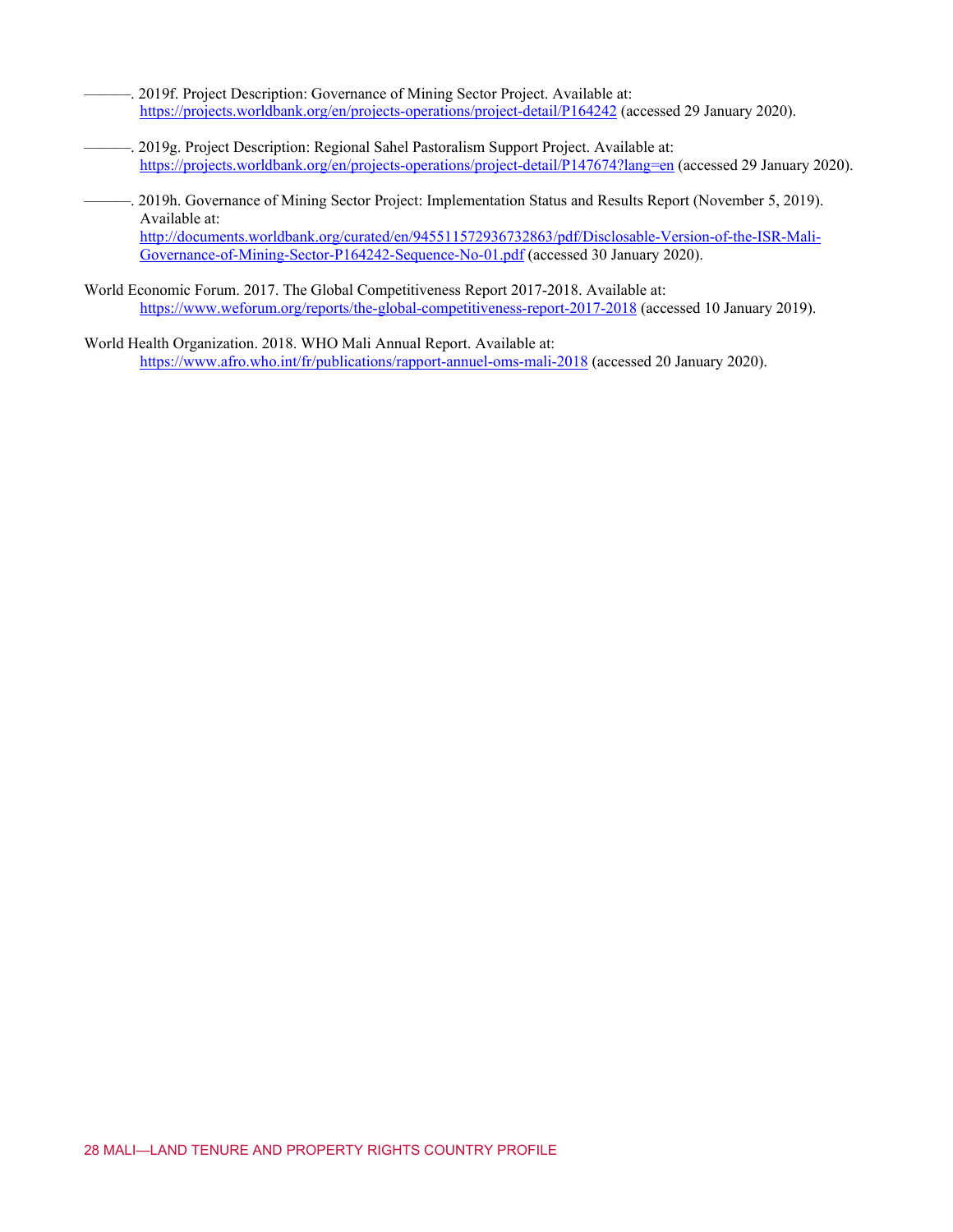———. 2019f. Project Description: Governance of Mining Sector Project. Available at: https://projects.worldbank.org/en/projects-operations/project-detail/P164242 (accessed 29 January 2020).

———. 2019g. Project Description: Regional Sahel Pastoralism Support Project. Available at: https://projects.worldbank.org/en/projects-operations/project-detail/P147674?lang=en (accessed 29 January 2020).

———. 2019h. Governance of Mining Sector Project: Implementation Status and Results Report (November 5, 2019). Available at: http://documents.worldbank.org/curated/en/945511572936732863/pdf/Disclosable-Version-of-the-ISR-Mali-Governance-of-Mining-Sector-P164242-Sequence-No-01.pdf (accessed 30 January 2020).

World Economic Forum. 2017. The Global Competitiveness Report 2017-2018. Available at: https://www.weforum.org/reports/the-global-competitiveness-report-2017-2018 (accessed 10 January 2019).

World Health Organization. 2018. WHO Mali Annual Report. Available at: https://www.afro.who.int/fr/publications/rapport-annuel-oms-mali-2018 (accessed 20 January 2020).